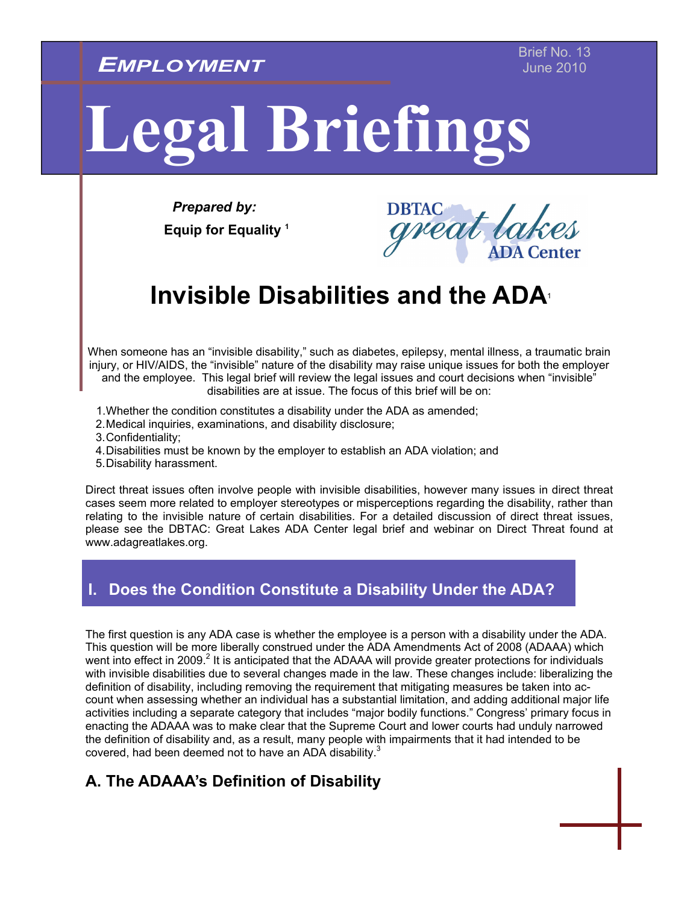**EMPLOYMENT**

Brief No. 13
June 2010

# Legal Briefings

***Prepared by:***

**Equip for Equality** [1]

DBTAC great lakes ADA Center

## Invisible Disabilities and the ADA[1]

When someone has an "invisible disability," such as diabetes, epilepsy, mental illness, a traumatic brain injury, or HIV/AIDS, the "invisible" nature of the disability may raise unique issues for both the employer and the employee. This legal brief will review the legal issues and court decisions when "invisible" disabilities are at issue. The focus of this brief will be on:

1. Whether the condition constitutes a disability under the ADA as amended;
2. Medical inquiries, examinations, and disability disclosure;
3. Confidentiality;
4. Disabilities must be known by the employer to establish an ADA violation; and
5. Disability harassment.

Direct threat issues often involve people with invisible disabilities, however many issues in direct threat cases seem more related to employer stereotypes or misperceptions regarding the disability, rather than relating to the invisible nature of certain disabilities. For a detailed discussion of direct threat issues, please see the DBTAC: Great Lakes ADA Center legal brief and webinar on Direct Threat found at www.adagreatlakes.org.

## I. Does the Condition Constitute a Disability Under the ADA?

The first question is any ADA case is whether the employee is a person with a disability under the ADA. This question will be more liberally construed under the ADA Amendments Act of 2008 (ADAAA) which went into effect in 2009.[2] It is anticipated that the ADAAA will provide greater protections for individuals with invisible disabilities due to several changes made in the law. These changes include: liberalizing the definition of disability, including removing the requirement that mitigating measures be taken into account when assessing whether an individual has a substantial limitation, and adding additional major life activities including a separate category that includes "major bodily functions." Congress' primary focus in enacting the ADAAA was to make clear that the Supreme Court and lower courts had unduly narrowed the definition of disability and, as a result, many people with impairments that it had intended to be covered, had been deemed not to have an ADA disability.[3]

### A. The ADAAA's Definition of Disability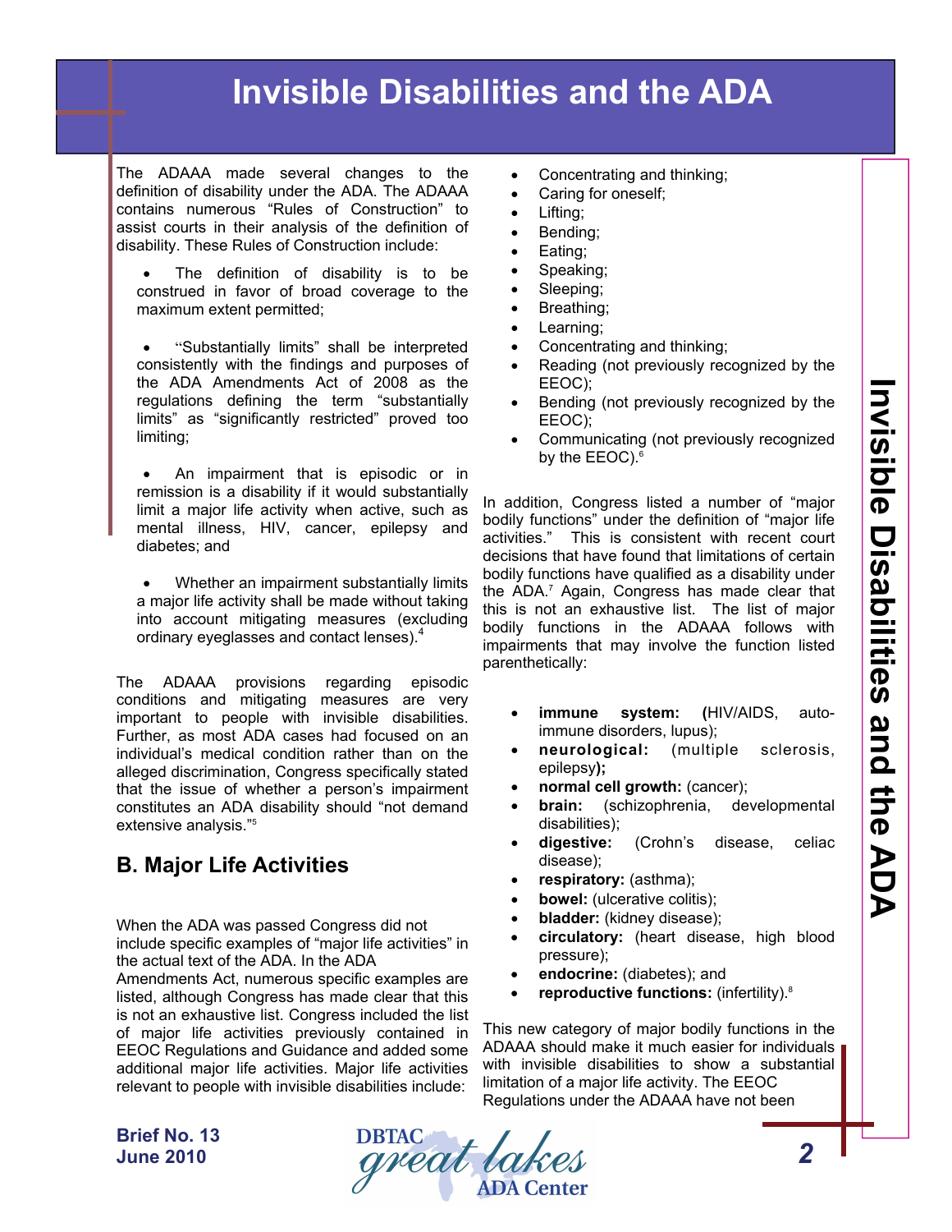The ADAAA made several changes to the definition of disability under the ADA. The ADAAA contains numerous "Rules of Construction" to assist courts in their analysis of the definition of disability. These Rules of Construction include:

- The definition of disability is to be construed in favor of broad coverage to the maximum extent permitted;
- "Substantially limits" shall be interpreted consistently with the findings and purposes of the ADA Amendments Act of 2008 as the regulations defining the term "substantially limits" as "significantly restricted" proved too limiting;
- An impairment that is episodic or in remission is a disability if it would substantially limit a major life activity when active, such as mental illness, HIV, cancer, epilepsy and diabetes; and
- Whether an impairment substantially limits a major life activity shall be made without taking into account mitigating measures (excluding ordinary eyeglasses and contact lenses).[4]

The ADAAA provisions regarding episodic conditions and mitigating measures are very important to people with invisible disabilities. Further, as most ADA cases had focused on an individual's medical condition rather than on the alleged discrimination, Congress specifically stated that the issue of whether a person's impairment constitutes an ADA disability should "not demand extensive analysis."[5]

## B. Major Life Activities

When the ADA was passed Congress did not include specific examples of "major life activities" in the actual text of the ADA. In the ADA Amendments Act, numerous specific examples are listed, although Congress has made clear that this is not an exhaustive list. Congress included the list of major life activities previously contained in EEOC Regulations and Guidance and added some additional major life activities. Major life activities relevant to people with invisible disabilities include:

- Concentrating and thinking;
- Caring for oneself;
- Lifting;
- Bending;
- Eating;
- Speaking;
- Sleeping;
- Breathing;
- Learning;
- Concentrating and thinking;
- Reading (not previously recognized by the EEOC);
- Bending (not previously recognized by the EEOC);
- Communicating (not previously recognized by the EEOC).[6]

In addition, Congress listed a number of "major bodily functions" under the definition of "major life activities." This is consistent with recent court decisions that have found that limitations of certain bodily functions have qualified as a disability under the ADA.[7] Again, Congress has made clear that this is not an exhaustive list. The list of major bodily functions in the ADAAA follows with impairments that may involve the function listed parenthetically:

- **immune system: (**HIV/AIDS, auto-immune disorders, lupus);
- **neurological:** (multiple sclerosis, epilepsy**);**
- **normal cell growth:** (cancer);
- **brain:** (schizophrenia, developmental disabilities);
- **digestive:** (Crohn's disease, celiac disease);
- **respiratory:** (asthma);
- **bowel:** (ulcerative colitis);
- **bladder:** (kidney disease);
- **circulatory:** (heart disease, high blood pressure);
- **endocrine:** (diabetes); and
- **reproductive functions:** (infertility).[8]

This new category of major bodily functions in the ADAAA should make it much easier for individuals with invisible disabilities to show a substantial limitation of a major life activity. The EEOC Regulations under the ADAAA have not been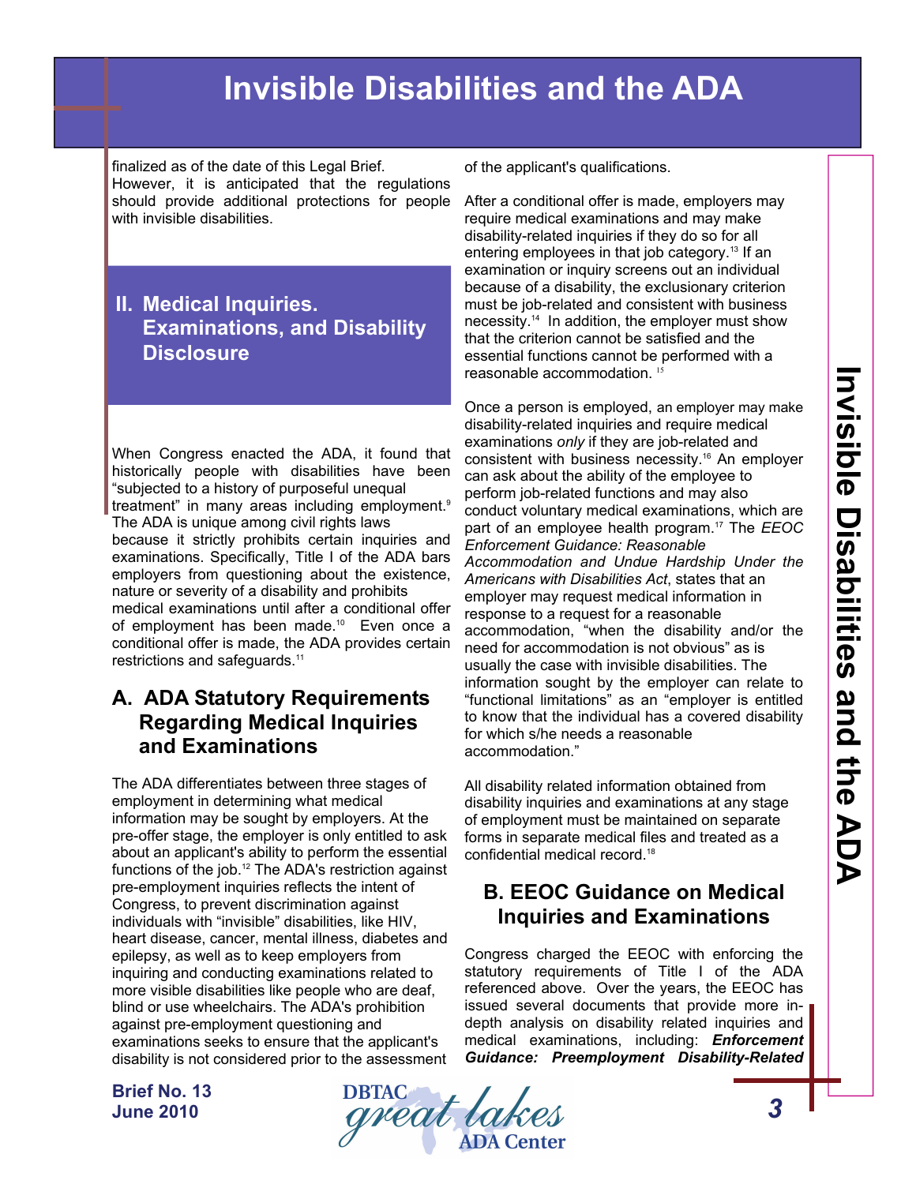finalized as of the date of this Legal Brief. However, it is anticipated that the regulations should provide additional protections for people with invisible disabilities.

## II. Medical Inquiries. Examinations, and Disability Disclosure

When Congress enacted the ADA, it found that historically people with disabilities have been "subjected to a history of purposeful unequal treatment" in many areas including employment.[9] The ADA is unique among civil rights laws because it strictly prohibits certain inquiries and examinations. Specifically, Title I of the ADA bars employers from questioning about the existence, nature or severity of a disability and prohibits medical examinations until after a conditional offer of employment has been made.[10] Even once a conditional offer is made, the ADA provides certain restrictions and safeguards.[11]

### A. ADA Statutory Requirements Regarding Medical Inquiries and Examinations

The ADA differentiates between three stages of employment in determining what medical information may be sought by employers. At the pre-offer stage, the employer is only entitled to ask about an applicant's ability to perform the essential functions of the job.[12] The ADA's restriction against pre-employment inquiries reflects the intent of Congress, to prevent discrimination against individuals with "invisible" disabilities, like HIV, heart disease, cancer, mental illness, diabetes and epilepsy, as well as to keep employers from inquiring and conducting examinations related to more visible disabilities like people who are deaf, blind or use wheelchairs. The ADA's prohibition against pre-employment questioning and examinations seeks to ensure that the applicant's disability is not considered prior to the assessment of the applicant's qualifications.

After a conditional offer is made, employers may require medical examinations and may make disability-related inquiries if they do so for all entering employees in that job category.[13] If an examination or inquiry screens out an individual because of a disability, the exclusionary criterion must be job-related and consistent with business necessity.[14] In addition, the employer must show that the criterion cannot be satisfied and the essential functions cannot be performed with a reasonable accommodation.[15]

Once a person is employed, an employer may make disability-related inquiries and require medical examinations *only* if they are job-related and consistent with business necessity.[16] An employer can ask about the ability of the employee to perform job-related functions and may also conduct voluntary medical examinations, which are part of an employee health program.[17] The *EEOC Enforcement Guidance: Reasonable Accommodation and Undue Hardship Under the Americans with Disabilities Act*, states that an employer may request medical information in response to a request for a reasonable accommodation, "when the disability and/or the need for accommodation is not obvious" as is usually the case with invisible disabilities. The information sought by the employer can relate to "functional limitations" as an "employer is entitled to know that the individual has a covered disability for which s/he needs a reasonable accommodation."

All disability related information obtained from disability inquiries and examinations at any stage of employment must be maintained on separate forms in separate medical files and treated as a confidential medical record.[18]

### B. EEOC Guidance on Medical Inquiries and Examinations

Congress charged the EEOC with enforcing the statutory requirements of Title I of the ADA referenced above. Over the years, the EEOC has issued several documents that provide more in-depth analysis on disability related inquiries and medical examinations, including: ***Enforcement Guidance: Preemployment Disability-Related***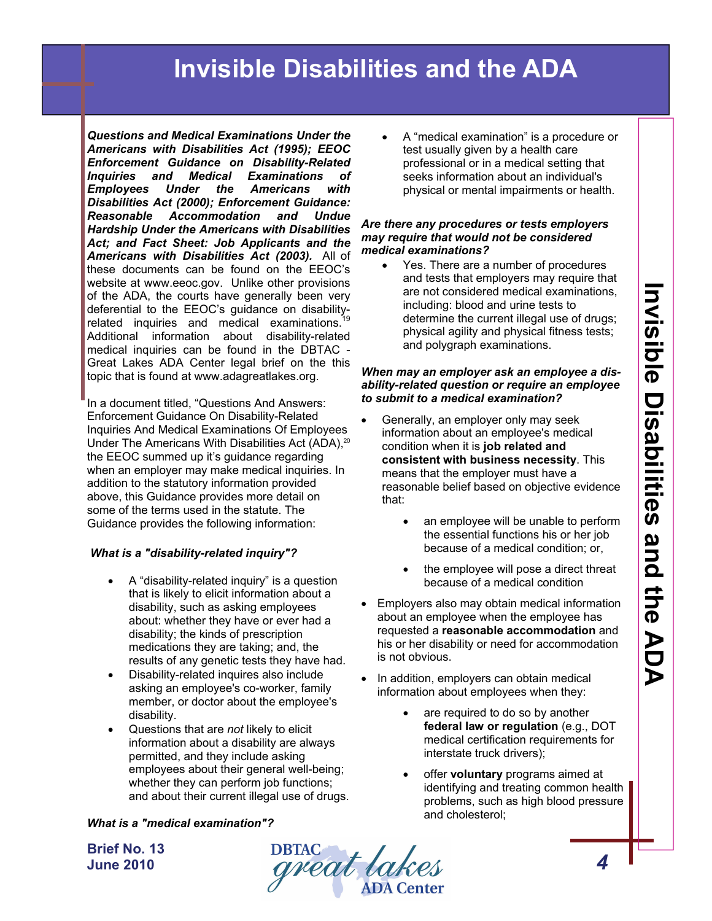***Questions and Medical Examinations Under the Americans with Disabilities Act (1995); EEOC Enforcement Guidance on Disability-Related Inquiries and Medical Examinations of Employees Under the Americans with Disabilities Act (2000); Enforcement Guidance: Reasonable Accommodation and Undue Hardship Under the Americans with Disabilities Act; and Fact Sheet: Job Applicants and the Americans with Disabilities Act (2003).*** All of these documents can be found on the EEOC's website at www.eeoc.gov. Unlike other provisions of the ADA, the courts have generally been very deferential to the EEOC's guidance on disability-related inquiries and medical examinations.[19] Additional information about disability-related medical inquiries can be found in the DBTAC - Great Lakes ADA Center legal brief on the this topic that is found at www.adagreatlakes.org.

In a document titled, "Questions And Answers: Enforcement Guidance On Disability-Related Inquiries And Medical Examinations Of Employees Under The Americans With Disabilities Act (ADA),[20] the EEOC summed up it's guidance regarding when an employer may make medical inquiries. In addition to the statutory information provided above, this Guidance provides more detail on some of the terms used in the statute. The Guidance provides the following information:

***What is a "disability-related inquiry"?***

- A "disability-related inquiry" is a question that is likely to elicit information about a disability, such as asking employees about: whether they have or ever had a disability; the kinds of prescription medications they are taking; and, the results of any genetic tests they have had.
- Disability-related inquires also include asking an employee's co-worker, family member, or doctor about the employee's disability.
- Questions that are *not* likely to elicit information about a disability are always permitted, and they include asking employees about their general well-being; whether they can perform job functions; and about their current illegal use of drugs.

***What is a "medical examination"?***

- A "medical examination" is a procedure or test usually given by a health care professional or in a medical setting that seeks information about an individual's physical or mental impairments or health.

***Are there any procedures or tests employers may require that would not be considered medical examinations?***

- Yes. There are a number of procedures and tests that employers may require that are not considered medical examinations, including: blood and urine tests to determine the current illegal use of drugs; physical agility and physical fitness tests; and polygraph examinations.

***When may an employer ask an employee a disability-related question or require an employee to submit to a medical examination?***

- Generally, an employer only may seek information about an employee's medical condition when it is **job related and consistent with business necessity**. This means that the employer must have a reasonable belief based on objective evidence that:
    - an employee will be unable to perform the essential functions his or her job because of a medical condition; or,
    - the employee will pose a direct threat because of a medical condition
- Employers also may obtain medical information about an employee when the employee has requested a **reasonable accommodation** and his or her disability or need for accommodation is not obvious.
- In addition, employers can obtain medical information about employees when they:
    - are required to do so by another **federal law or regulation** (e.g., DOT medical certification requirements for interstate truck drivers);
    - offer **voluntary** programs aimed at identifying and treating common health problems, such as high blood pressure and cholesterol;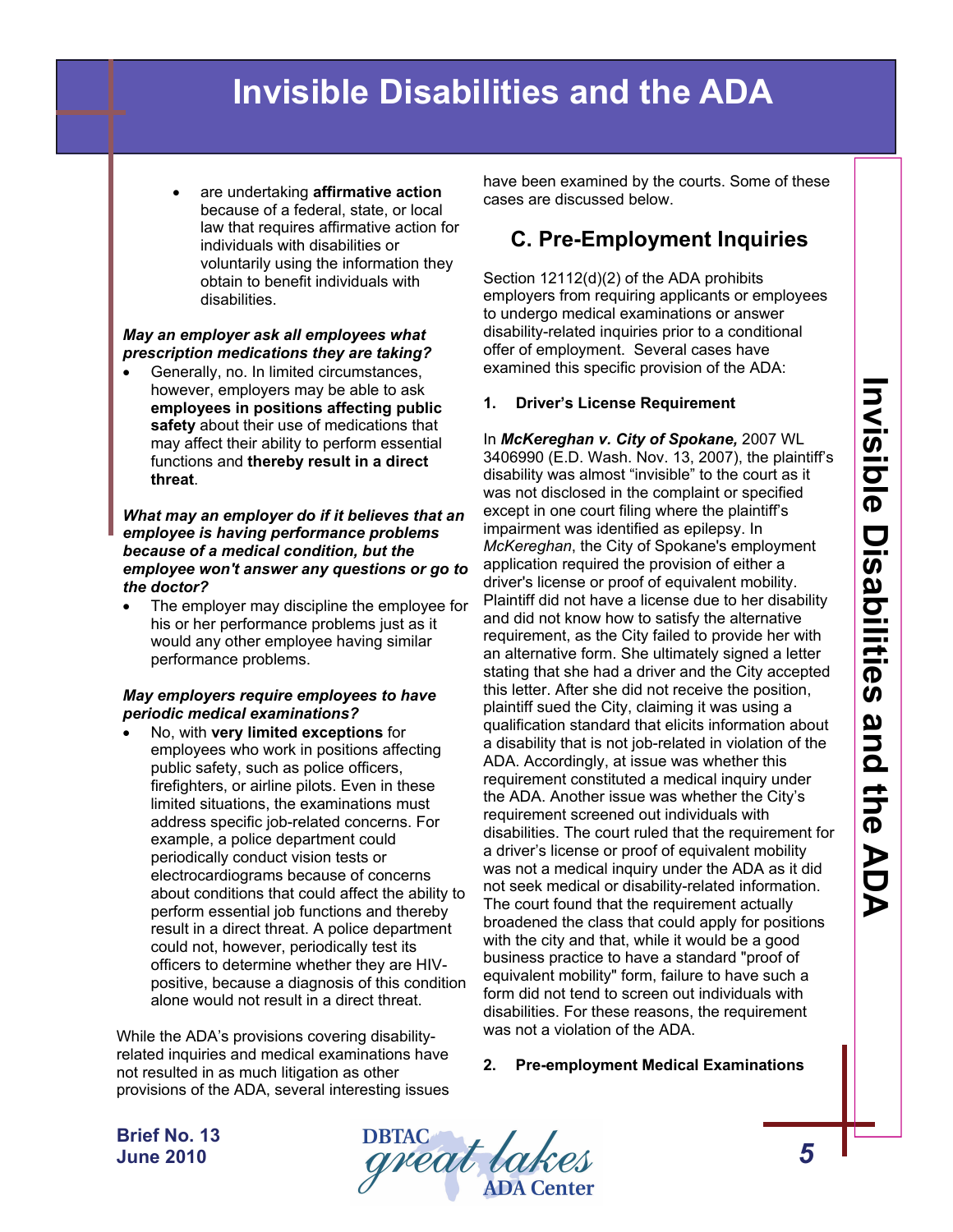- are undertaking **affirmative action** because of a federal, state, or local law that requires affirmative action for individuals with disabilities or voluntarily using the information they obtain to benefit individuals with disabilities.

***May an employer ask all employees what prescription medications they are taking?***

- Generally, no. In limited circumstances, however, employers may be able to ask **employees in positions affecting public safety** about their use of medications that may affect their ability to perform essential functions and **thereby result in a direct threat**.

***What may an employer do if it believes that an employee is having performance problems because of a medical condition, but the employee won't answer any questions or go to the doctor?***

- The employer may discipline the employee for his or her performance problems just as it would any other employee having similar performance problems.

***May employers require employees to have periodic medical examinations?***

- No, with **very limited exceptions** for employees who work in positions affecting public safety, such as police officers, firefighters, or airline pilots. Even in these limited situations, the examinations must address specific job-related concerns. For example, a police department could periodically conduct vision tests or electrocardiograms because of concerns about conditions that could affect the ability to perform essential job functions and thereby result in a direct threat. A police department could not, however, periodically test its officers to determine whether they are HIV-positive, because a diagnosis of this condition alone would not result in a direct threat.

While the ADA's provisions covering disability-related inquiries and medical examinations have not resulted in as much litigation as other provisions of the ADA, several interesting issues have been examined by the courts. Some of these cases are discussed below.

## C. Pre-Employment Inquiries

Section 12112(d)(2) of the ADA prohibits employers from requiring applicants or employees to undergo medical examinations or answer disability-related inquiries prior to a conditional offer of employment. Several cases have examined this specific provision of the ADA:

### 1. Driver's License Requirement

In ***McKereghan v. City of Spokane,*** 2007 WL 3406990 (E.D. Wash. Nov. 13, 2007), the plaintiff's disability was almost "invisible" to the court as it was not disclosed in the complaint or specified except in one court filing where the plaintiff's impairment was identified as epilepsy. In *McKereghan*, the City of Spokane's employment application required the provision of either a driver's license or proof of equivalent mobility. Plaintiff did not have a license due to her disability and did not know how to satisfy the alternative requirement, as the City failed to provide her with an alternative form. She ultimately signed a letter stating that she had a driver and the City accepted this letter. After she did not receive the position, plaintiff sued the City, claiming it was using a qualification standard that elicits information about a disability that is not job-related in violation of the ADA. Accordingly, at issue was whether this requirement constituted a medical inquiry under the ADA. Another issue was whether the City's requirement screened out individuals with disabilities. The court ruled that the requirement for a driver's license or proof of equivalent mobility was not a medical inquiry under the ADA as it did not seek medical or disability-related information. The court found that the requirement actually broadened the class that could apply for positions with the city and that, while it would be a good business practice to have a standard "proof of equivalent mobility" form, failure to have such a form did not tend to screen out individuals with disabilities. For these reasons, the requirement was not a violation of the ADA.

### 2. Pre-employment Medical Examinations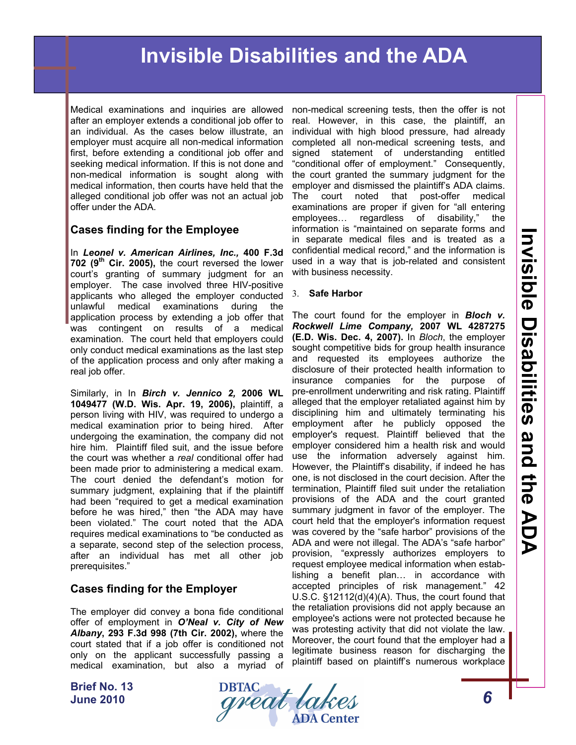Medical examinations and inquiries are allowed after an employer extends a conditional job offer to an individual. As the cases below illustrate, an employer must acquire all non-medical information first, before extending a conditional job offer and seeking medical information. If this is not done and non-medical information is sought along with medical information, then courts have held that the alleged conditional job offer was not an actual job offer under the ADA.

### Cases finding for the Employee

In ***Leonel v. American Airlines, Inc.,* 400 F.3d 702 (9th Cir. 2005),** the court reversed the lower court's granting of summary judgment for an employer. The case involved three HIV-positive applicants who alleged the employer conducted unlawful medical examinations during the application process by extending a job offer that was contingent on results of a medical examination. The court held that employers could only conduct medical examinations as the last step of the application process and only after making a real job offer.

Similarly, in In ***Birch v. Jennico 2,* 2006 WL 1049477 (W.D. Wis. Apr. 19, 2006),** plaintiff, a person living with HIV, was required to undergo a medical examination prior to being hired. After undergoing the examination, the company did not hire him. Plaintiff filed suit, and the issue before the court was whether a *real* conditional offer had been made prior to administering a medical exam. The court denied the defendant's motion for summary judgment, explaining that if the plaintiff had been "required to get a medical examination before he was hired," then "the ADA may have been violated." The court noted that the ADA requires medical examinations to "be conducted as a separate, second step of the selection process, after an individual has met all other job prerequisites."

### Cases finding for the Employer

The employer did convey a bona fide conditional offer of employment in ***O'Neal v. City of New Albany*, 293 F.3d 998 (7th Cir. 2002),** where the court stated that if a job offer is conditioned not only on the applicant successfully passing a medical examination, but also a myriad of non-medical screening tests, then the offer is not real. However, in this case, the plaintiff, an individual with high blood pressure, had already completed all non-medical screening tests, and signed statement of understanding entitled "conditional offer of employment." Consequently, the court granted the summary judgment for the employer and dismissed the plaintiff's ADA claims. The court noted that post-offer medical examinations are proper if given for "all entering employees… regardless of disability," the information is "maintained on separate forms and in separate medical files and is treated as a confidential medical record," and the information is used in a way that is job-related and consistent with business necessity.

### 3. Safe Harbor

The court found for the employer in ***Bloch v. Rockwell Lime Company,* 2007 WL 4287275 (E.D. Wis. Dec. 4, 2007).** In *Bloch*, the employer sought competitive bids for group health insurance and requested its employees authorize the disclosure of their protected health information to insurance companies for the purpose of pre-enrollment underwriting and risk rating. Plaintiff alleged that the employer retaliated against him by disciplining him and ultimately terminating his employment after he publicly opposed the employer's request. Plaintiff believed that the employer considered him a health risk and would use the information adversely against him. However, the Plaintiff's disability, if indeed he has one, is not disclosed in the court decision. After the termination, Plaintiff filed suit under the retaliation provisions of the ADA and the court granted summary judgment in favor of the employer. The court held that the employer's information request was covered by the "safe harbor" provisions of the ADA and were not illegal. The ADA's "safe harbor" provision, "expressly authorizes employers to request employee medical information when establishing a benefit plan… in accordance with accepted principles of risk management." 42 U.S.C. §12112(d)(4)(A). Thus, the court found that the retaliation provisions did not apply because an employee's actions were not protected because he was protesting activity that did not violate the law. Moreover, the court found that the employer had a legitimate business reason for discharging the plaintiff based on plaintiff's numerous workplace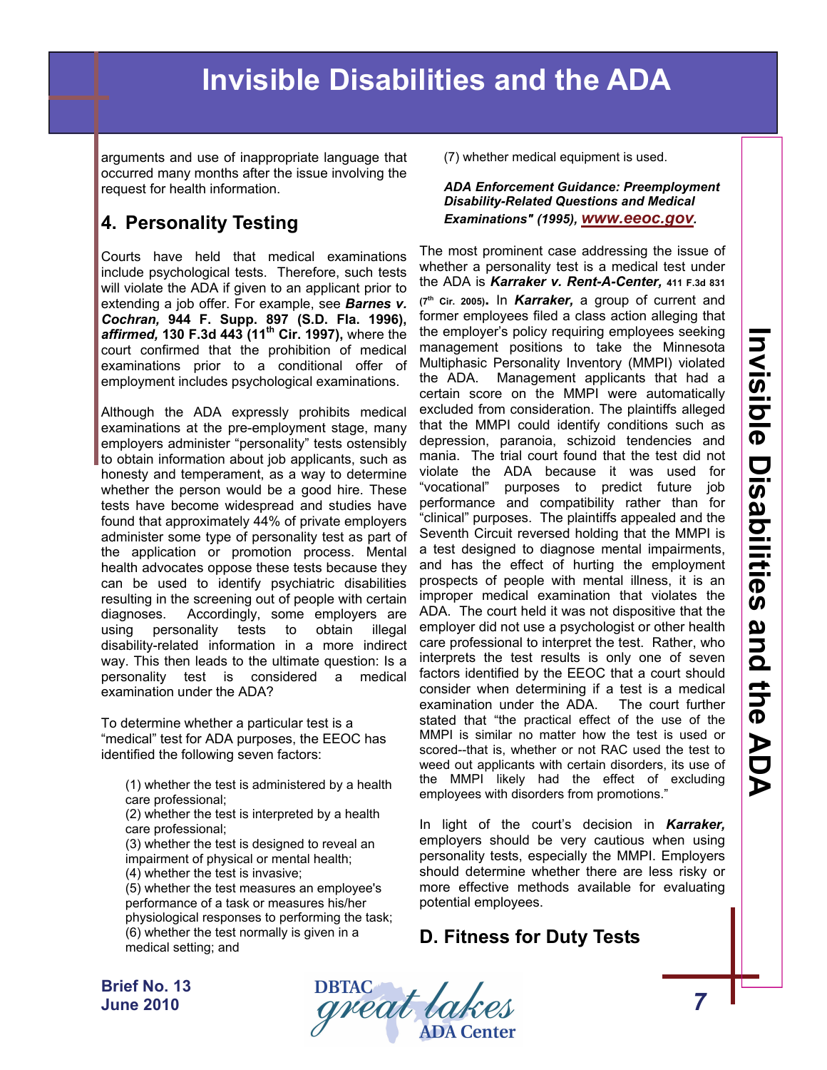arguments and use of inappropriate language that occurred many months after the issue involving the request for health information.

## 4. Personality Testing

Courts have held that medical examinations include psychological tests. Therefore, such tests will violate the ADA if given to an applicant prior to extending a job offer. For example, see ***Barnes v. Cochran,*** **944 F. Supp. 897 (S.D. Fla. 1996),** ***affirmed,*** **130 F.3d 443 (11th Cir. 1997),** where the court confirmed that the prohibition of medical examinations prior to a conditional offer of employment includes psychological examinations.

Although the ADA expressly prohibits medical examinations at the pre-employment stage, many employers administer "personality" tests ostensibly to obtain information about job applicants, such as honesty and temperament, as a way to determine whether the person would be a good hire. These tests have become widespread and studies have found that approximately 44% of private employers administer some type of personality test as part of the application or promotion process. Mental health advocates oppose these tests because they can be used to identify psychiatric disabilities resulting in the screening out of people with certain diagnoses. Accordingly, some employers are using personality tests to obtain illegal disability-related information in a more indirect way. This then leads to the ultimate question: Is a personality test is considered a medical examination under the ADA?

To determine whether a particular test is a "medical" test for ADA purposes, the EEOC has identified the following seven factors:

> (1) whether the test is administered by a health care professional;
> (2) whether the test is interpreted by a health care professional;
> (3) whether the test is designed to reveal an impairment of physical or mental health;
> (4) whether the test is invasive;
> (5) whether the test measures an employee's performance of a task or measures his/her physiological responses to performing the task;
> (6) whether the test normally is given in a medical setting; and
> (7) whether medical equipment is used.

***ADA Enforcement Guidance: Preemployment Disability-Related Questions and Medical Examinations" (1995), www.eeoc.gov.***

The most prominent case addressing the issue of whether a personality test is a medical test under the ADA is ***Karraker v. Rent-A-Center,*** **411 F.3d 831 (7th Cir. 2005).** In ***Karraker,*** a group of current and former employees filed a class action alleging that the employer's policy requiring employees seeking management positions to take the Minnesota Multiphasic Personality Inventory (MMPI) violated the ADA. Management applicants that had a certain score on the MMPI were automatically excluded from consideration. The plaintiffs alleged that the MMPI could identify conditions such as depression, paranoia, schizoid tendencies and mania. The trial court found that the test did not violate the ADA because it was used for "vocational" purposes to predict future job performance and compatibility rather than for "clinical" purposes. The plaintiffs appealed and the Seventh Circuit reversed holding that the MMPI is a test designed to diagnose mental impairments, and has the effect of hurting the employment prospects of people with mental illness, it is an improper medical examination that violates the ADA. The court held it was not dispositive that the employer did not use a psychologist or other health care professional to interpret the test. Rather, who interprets the test results is only one of seven factors identified by the EEOC that a court should consider when determining if a test is a medical examination under the ADA. The court further stated that "the practical effect of the use of the MMPI is similar no matter how the test is used or scored--that is, whether or not RAC used the test to weed out applicants with certain disorders, its use of the MMPI likely had the effect of excluding employees with disorders from promotions."

In light of the court's decision in ***Karraker,*** employers should be very cautious when using personality tests, especially the MMPI. Employers should determine whether there are less risky or more effective methods available for evaluating potential employees.

## D. Fitness for Duty Tests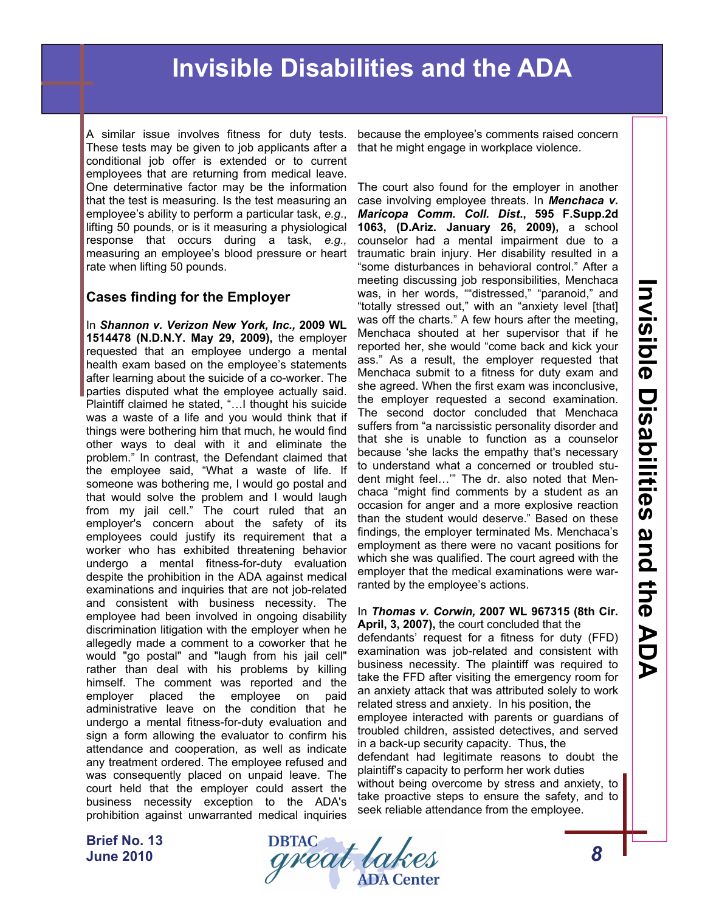A similar issue involves fitness for duty tests. These tests may be given to job applicants after a conditional job offer is extended or to current employees that are returning from medical leave. One determinative factor may be the information that the test is measuring. Is the test measuring an employee's ability to perform a particular task, *e.g.*, lifting 50 pounds, or is it measuring a physiological response that occurs during a task, *e.g.,* measuring an employee's blood pressure or heart rate when lifting 50 pounds.

### Cases finding for the Employer

In ***Shannon v. Verizon New York, Inc.,*** **2009 WL 1514478 (N.D.N.Y. May 29, 2009),** the employer requested that an employee undergo a mental health exam based on the employee's statements after learning about the suicide of a co-worker. The parties disputed what the employee actually said. Plaintiff claimed he stated, "…I thought his suicide was a waste of a life and you would think that if things were bothering him that much, he would find other ways to deal with it and eliminate the problem." In contrast, the Defendant claimed that the employee said, "What a waste of life. If someone was bothering me, I would go postal and that would solve the problem and I would laugh from my jail cell." The court ruled that an employer's concern about the safety of its employees could justify its requirement that a worker who has exhibited threatening behavior undergo a mental fitness-for-duty evaluation despite the prohibition in the ADA against medical examinations and inquiries that are not job-related and consistent with business necessity. The employee had been involved in ongoing disability discrimination litigation with the employer when he allegedly made a comment to a coworker that he would "go postal" and "laugh from his jail cell" rather than deal with his problems by killing himself. The comment was reported and the employer placed the employee on paid administrative leave on the condition that he undergo a mental fitness-for-duty evaluation and sign a form allowing the evaluator to confirm his attendance and cooperation, as well as indicate any treatment ordered. The employee refused and was consequently placed on unpaid leave. The court held that the employer could assert the business necessity exception to the ADA's prohibition against unwarranted medical inquiries because the employee's comments raised concern that he might engage in workplace violence.

The court also found for the employer in another case involving employee threats. In ***Menchaca v. Maricopa Comm. Coll. Dist.*****, 595 F.Supp.2d 1063, (D.Ariz. January 26, 2009),** a school counselor had a mental impairment due to a traumatic brain injury. Her disability resulted in a "some disturbances in behavioral control." After a meeting discussing job responsibilities, Menchaca was, in her words, ""distressed," "paranoid," and "totally stressed out," with an "anxiety level [that] was off the charts." A few hours after the meeting, Menchaca shouted at her supervisor that if he reported her, she would "come back and kick your ass." As a result, the employer requested that Menchaca submit to a fitness for duty exam and she agreed. When the first exam was inconclusive, the employer requested a second examination. The second doctor concluded that Menchaca suffers from "a narcissistic personality disorder and that she is unable to function as a counselor because 'she lacks the empathy that's necessary to understand what a concerned or troubled student might feel…'" The dr. also noted that Menchaca "might find comments by a student as an occasion for anger and a more explosive reaction than the student would deserve." Based on these findings, the employer terminated Ms. Menchaca's employment as there were no vacant positions for which she was qualified. The court agreed with the employer that the medical examinations were warranted by the employee's actions.

In ***Thomas v. Corwin,*** **2007 WL 967315 (8th Cir. April, 3, 2007),** the court concluded that the defendants' request for a fitness for duty (FFD) examination was job-related and consistent with business necessity. The plaintiff was required to take the FFD after visiting the emergency room for an anxiety attack that was attributed solely to work related stress and anxiety. In his position, the employee interacted with parents or guardians of troubled children, assisted detectives, and served in a back-up security capacity. Thus, the defendant had legitimate reasons to doubt the plaintiff's capacity to perform her work duties without being overcome by stress and anxiety, to take proactive steps to ensure the safety, and to seek reliable attendance from the employee.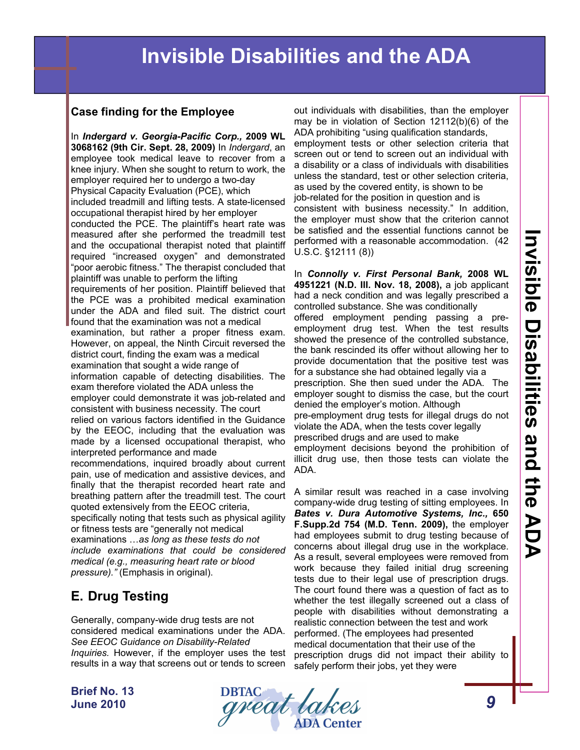### Case finding for the Employee

In ***Indergard v. Georgia-Pacific Corp.,* 2009 WL 3068162 (9th Cir. Sept. 28, 2009)** In *Indergard*, an employee took medical leave to recover from a knee injury. When she sought to return to work, the employer required her to undergo a two-day Physical Capacity Evaluation (PCE), which included treadmill and lifting tests. A state-licensed occupational therapist hired by her employer conducted the PCE. The plaintiff's heart rate was measured after she performed the treadmill test and the occupational therapist noted that plaintiff required "increased oxygen" and demonstrated "poor aerobic fitness." The therapist concluded that plaintiff was unable to perform the lifting requirements of her position. Plaintiff believed that the PCE was a prohibited medical examination under the ADA and filed suit. The district court found that the examination was not a medical examination, but rather a proper fitness exam. However, on appeal, the Ninth Circuit reversed the district court, finding the exam was a medical examination that sought a wide range of information capable of detecting disabilities. The exam therefore violated the ADA unless the employer could demonstrate it was job-related and consistent with business necessity. The court relied on various factors identified in the Guidance by the EEOC, including that the evaluation was made by a licensed occupational therapist, who interpreted performance and made recommendations, inquired broadly about current pain, use of medication and assistive devices, and finally that the therapist recorded heart rate and breathing pattern after the treadmill test. The court quoted extensively from the EEOC criteria, specifically noting that tests such as physical agility or fitness tests are "generally not medical examinations …*as long as these tests do not include examinations that could be considered medical (e.g., measuring heart rate or blood pressure)."* (Emphasis in original).

## E. Drug Testing

Generally, company-wide drug tests are not considered medical examinations under the ADA. *See EEOC Guidance on Disability-Related Inquiries.* However, if the employer uses the test results in a way that screens out or tends to screen out individuals with disabilities, than the employer may be in violation of Section 12112(b)(6) of the ADA prohibiting "using qualification standards, employment tests or other selection criteria that screen out or tend to screen out an individual with a disability or a class of individuals with disabilities unless the standard, test or other selection criteria, as used by the covered entity, is shown to be job-related for the position in question and is consistent with business necessity." In addition, the employer must show that the criterion cannot be satisfied and the essential functions cannot be performed with a reasonable accommodation. (42 U.S.C. §12111 (8))

In ***Connolly v. First Personal Bank,* 2008 WL 4951221 (N.D. Ill. Nov. 18, 2008),** a job applicant had a neck condition and was legally prescribed a controlled substance. She was conditionally offered employment pending passing a pre-employment drug test. When the test results showed the presence of the controlled substance, the bank rescinded its offer without allowing her to provide documentation that the positive test was for a substance she had obtained legally via a prescription. She then sued under the ADA. The employer sought to dismiss the case, but the court denied the employer's motion. Although pre-employment drug tests for illegal drugs do not violate the ADA, when the tests cover legally prescribed drugs and are used to make employment decisions beyond the prohibition of illicit drug use, then those tests can violate the ADA.

A similar result was reached in a case involving company-wide drug testing of sitting employees. In ***Bates v. Dura Automotive Systems, Inc.,* 650 F.Supp.2d 754 (M.D. Tenn. 2009),** the employer had employees submit to drug testing because of concerns about illegal drug use in the workplace. As a result, several employees were removed from work because they failed initial drug screening tests due to their legal use of prescription drugs. The court found there was a question of fact as to whether the test illegally screened out a class of people with disabilities without demonstrating a realistic connection between the test and work performed. (The employees had presented medical documentation that their use of the prescription drugs did not impact their ability to safely perform their jobs, yet they were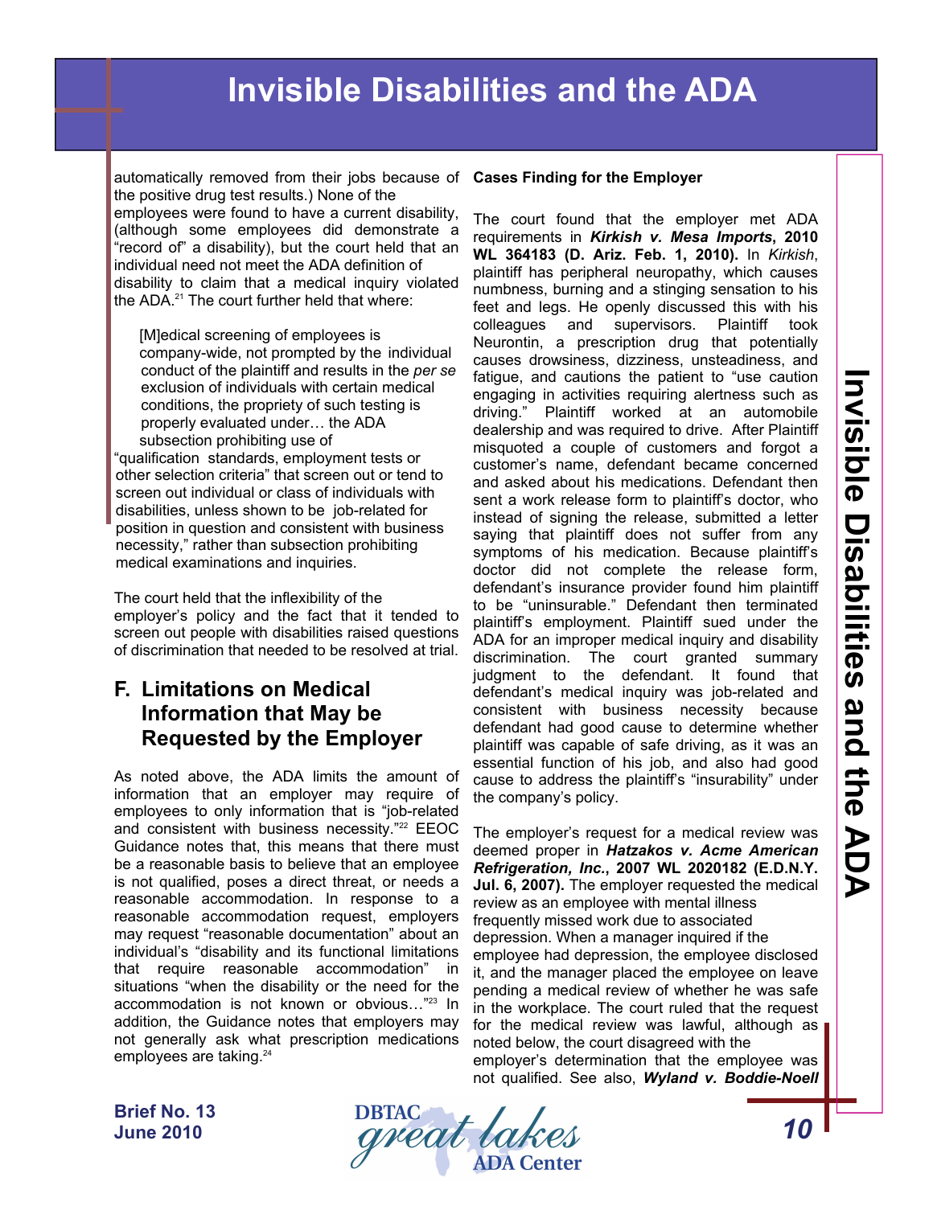automatically removed from their jobs because of the positive drug test results.) None of the employees were found to have a current disability, (although some employees did demonstrate a "record of" a disability), but the court held that an individual need not meet the ADA definition of disability to claim that a medical inquiry violated the ADA.[21] The court further held that where:

> [M]edical screening of employees is company-wide, not prompted by the individual conduct of the plaintiff and results in the *per se* exclusion of individuals with certain medical conditions, the propriety of such testing is properly evaluated under… the ADA subsection prohibiting use of "qualification standards, employment tests or other selection criteria" that screen out or tend to screen out individual or class of individuals with disabilities, unless shown to be job-related for position in question and consistent with business necessity," rather than subsection prohibiting medical examinations and inquiries.

The court held that the inflexibility of the employer's policy and the fact that it tended to screen out people with disabilities raised questions of discrimination that needed to be resolved at trial.

## F. Limitations on Medical Information that May be Requested by the Employer

As noted above, the ADA limits the amount of information that an employer may require of employees to only information that is "job-related and consistent with business necessity."[22] EEOC Guidance notes that, this means that there must be a reasonable basis to believe that an employee is not qualified, poses a direct threat, or needs a reasonable accommodation. In response to a reasonable accommodation request, employers may request "reasonable documentation" about an individual's "disability and its functional limitations that require reasonable accommodation" in situations "when the disability or the need for the accommodation is not known or obvious…"[23] In addition, the Guidance notes that employers may not generally ask what prescription medications employees are taking.[24]

**Cases Finding for the Employer**

The court found that the employer met ADA requirements in ***Kirkish v. Mesa Imports*, 2010 WL 364183 (D. Ariz. Feb. 1, 2010).** In *Kirkish*, plaintiff has peripheral neuropathy, which causes numbness, burning and a stinging sensation to his feet and legs. He openly discussed this with his colleagues and supervisors. Plaintiff took Neurontin, a prescription drug that potentially causes drowsiness, dizziness, unsteadiness, and fatigue, and cautions the patient to "use caution engaging in activities requiring alertness such as driving." Plaintiff worked at an automobile dealership and was required to drive. After Plaintiff misquoted a couple of customers and forgot a customer's name, defendant became concerned and asked about his medications. Defendant then sent a work release form to plaintiff's doctor, who instead of signing the release, submitted a letter saying that plaintiff does not suffer from any symptoms of his medication. Because plaintiff's doctor did not complete the release form, defendant's insurance provider found him plaintiff to be "uninsurable." Defendant then terminated plaintiff's employment. Plaintiff sued under the ADA for an improper medical inquiry and disability discrimination. The court granted summary judgment to the defendant. It found that defendant's medical inquiry was job-related and consistent with business necessity because defendant had good cause to determine whether plaintiff was capable of safe driving, as it was an essential function of his job, and also had good cause to address the plaintiff's "insurability" under the company's policy.

The employer's request for a medical review was deemed proper in ***Hatzakos v. Acme American Refrigeration, Inc.*, 2007 WL 2020182 (E.D.N.Y. Jul. 6, 2007).** The employer requested the medical review as an employee with mental illness frequently missed work due to associated depression. When a manager inquired if the employee had depression, the employee disclosed it, and the manager placed the employee on leave pending a medical review of whether he was safe in the workplace. The court ruled that the request for the medical review was lawful, although as noted below, the court disagreed with the employer's determination that the employee was not qualified. See also, ***Wyland v. Boddie-Noell***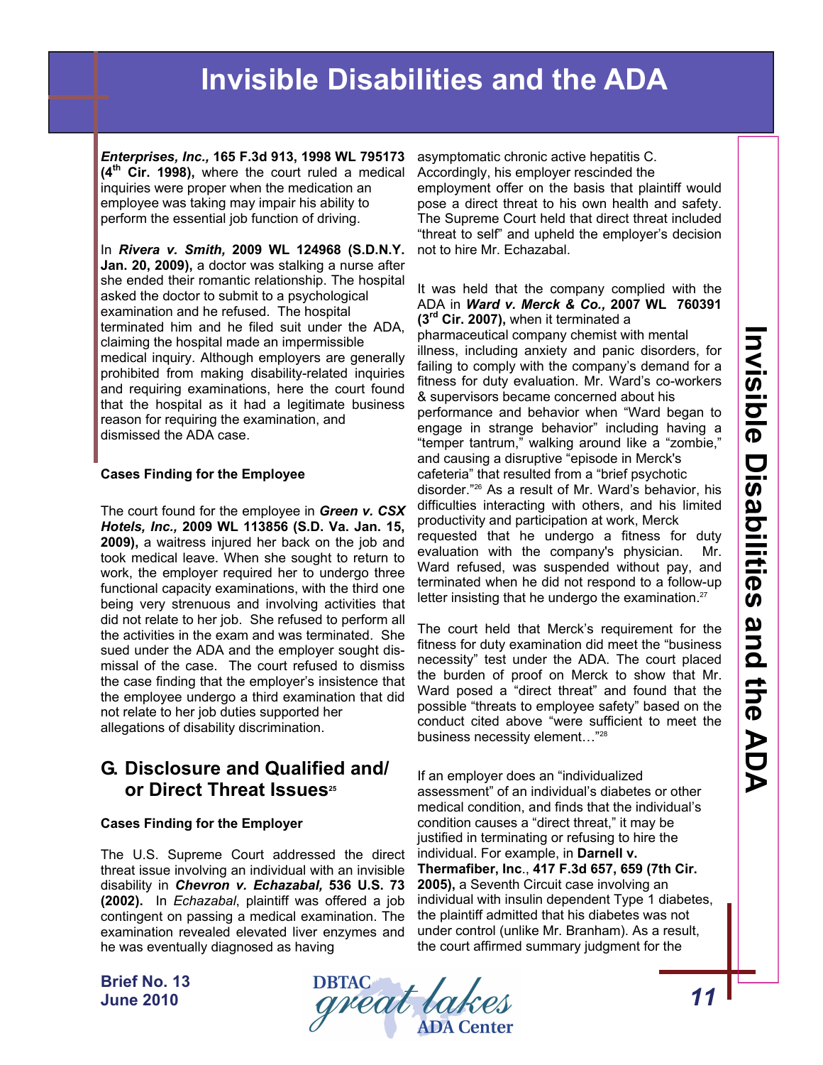***Enterprises, Inc.,* 165 F.3d 913, 1998 WL 795173 (4th Cir. 1998),** where the court ruled a medical inquiries were proper when the medication an employee was taking may impair his ability to perform the essential job function of driving.

In ***Rivera v. Smith,* 2009 WL 124968 (S.D.N.Y. Jan. 20, 2009),** a doctor was stalking a nurse after she ended their romantic relationship. The hospital asked the doctor to submit to a psychological examination and he refused. The hospital terminated him and he filed suit under the ADA, claiming the hospital made an impermissible medical inquiry. Although employers are generally prohibited from making disability-related inquiries and requiring examinations, here the court found that the hospital as it had a legitimate business reason for requiring the examination, and dismissed the ADA case.

**Cases Finding for the Employee**

The court found for the employee in ***Green v. CSX Hotels, Inc.,* 2009 WL 113856 (S.D. Va. Jan. 15, 2009),** a waitress injured her back on the job and took medical leave. When she sought to return to work, the employer required her to undergo three functional capacity examinations, with the third one being very strenuous and involving activities that did not relate to her job. She refused to perform all the activities in the exam and was terminated. She sued under the ADA and the employer sought dismissal of the case. The court refused to dismiss the case finding that the employer's insistence that the employee undergo a third examination that did not relate to her job duties supported her allegations of disability discrimination.

## G. Disclosure and Qualified and/or Direct Threat Issues[25]

**Cases Finding for the Employer**

The U.S. Supreme Court addressed the direct threat issue involving an individual with an invisible disability in ***Chevron v. Echazabal,* 536 U.S. 73 (2002).** In *Echazabal*, plaintiff was offered a job contingent on passing a medical examination. The examination revealed elevated liver enzymes and he was eventually diagnosed as having asymptomatic chronic active hepatitis C. Accordingly, his employer rescinded the employment offer on the basis that plaintiff would pose a direct threat to his own health and safety. The Supreme Court held that direct threat included "threat to self" and upheld the employer's decision not to hire Mr. Echazabal.

It was held that the company complied with the ADA in ***Ward v. Merck & Co.,* 2007 WL 760391 (3rd Cir. 2007),** when it terminated a pharmaceutical company chemist with mental illness, including anxiety and panic disorders, for failing to comply with the company's demand for a fitness for duty evaluation. Mr. Ward's co-workers & supervisors became concerned about his performance and behavior when "Ward began to engage in strange behavior" including having a "temper tantrum," walking around like a "zombie," and causing a disruptive "episode in Merck's cafeteria" that resulted from a "brief psychotic disorder."[26] As a result of Mr. Ward's behavior, his difficulties interacting with others, and his limited productivity and participation at work, Merck requested that he undergo a fitness for duty evaluation with the company's physician. Mr. Ward refused, was suspended without pay, and terminated when he did not respond to a follow-up letter insisting that he undergo the examination.[27]

The court held that Merck's requirement for the fitness for duty examination did meet the "business necessity" test under the ADA. The court placed the burden of proof on Merck to show that Mr. Ward posed a "direct threat" and found that the possible "threats to employee safety" based on the conduct cited above "were sufficient to meet the business necessity element…"[28]

If an employer does an "individualized assessment" of an individual's diabetes or other medical condition, and finds that the individual's condition causes a "direct threat," it may be justified in terminating or refusing to hire the individual. For example, in **Darnell v. Thermafiber, Inc., 417 F.3d 657, 659 (7th Cir. 2005),** a Seventh Circuit case involving an individual with insulin dependent Type 1 diabetes, the plaintiff admitted that his diabetes was not under control (unlike Mr. Branham). As a result, the court affirmed summary judgment for the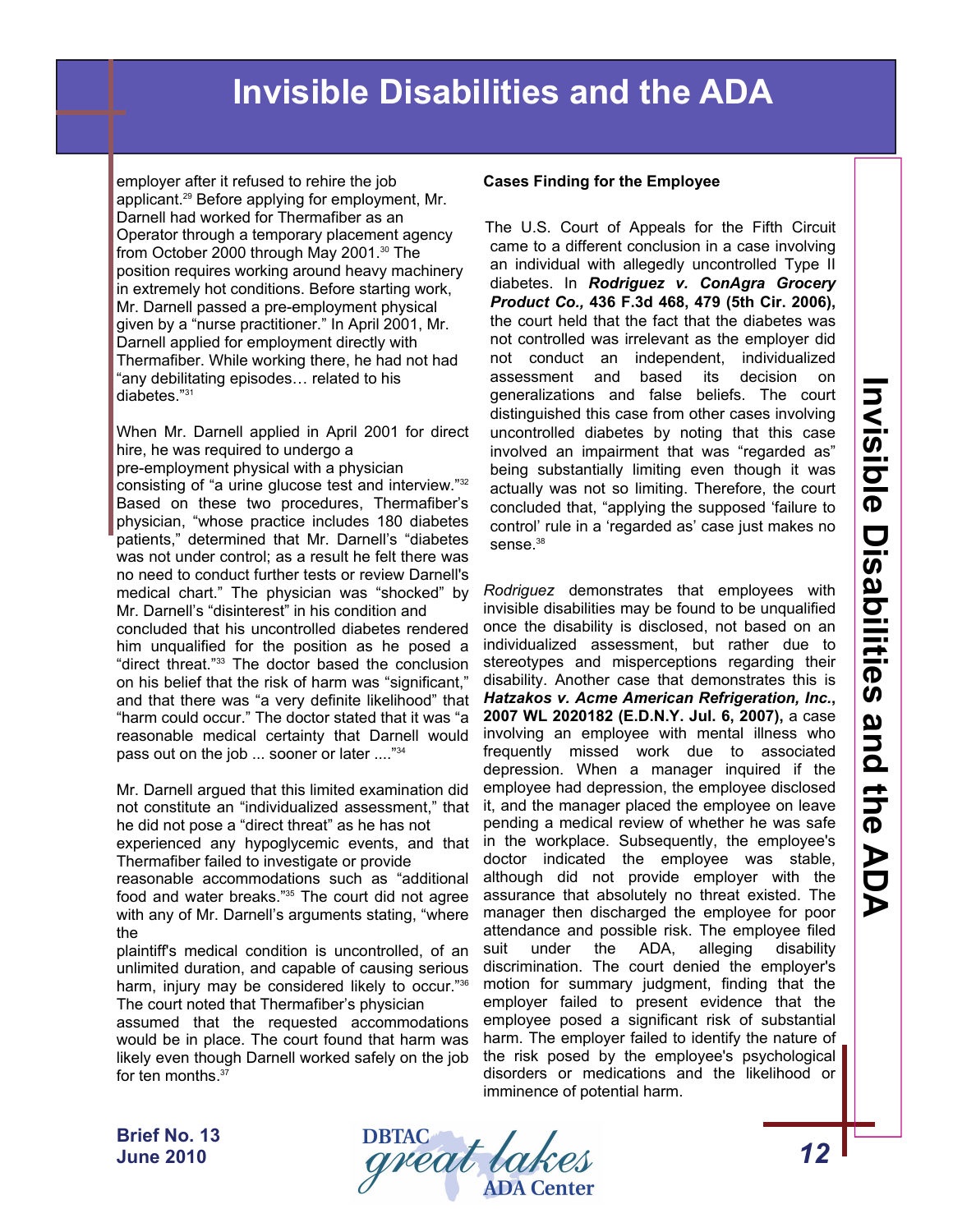employer after it refused to rehire the job applicant.[29] Before applying for employment, Mr. Darnell had worked for Thermafiber as an Operator through a temporary placement agency from October 2000 through May 2001.[30] The position requires working around heavy machinery in extremely hot conditions. Before starting work, Mr. Darnell passed a pre-employment physical given by a "nurse practitioner." In April 2001, Mr. Darnell applied for employment directly with Thermafiber. While working there, he had not had "any debilitating episodes… related to his diabetes."[31]

When Mr. Darnell applied in April 2001 for direct hire, he was required to undergo a pre-employment physical with a physician consisting of "a urine glucose test and interview."[32] Based on these two procedures, Thermafiber's physician, "whose practice includes 180 diabetes patients," determined that Mr. Darnell's "diabetes was not under control; as a result he felt there was no need to conduct further tests or review Darnell's medical chart." The physician was "shocked" by Mr. Darnell's "disinterest" in his condition and concluded that his uncontrolled diabetes rendered him unqualified for the position as he posed a "direct threat."[33] The doctor based the conclusion on his belief that the risk of harm was "significant," and that there was "a very definite likelihood" that "harm could occur." The doctor stated that it was "a reasonable medical certainty that Darnell would pass out on the job ... sooner or later ...."[34]

Mr. Darnell argued that this limited examination did not constitute an "individualized assessment," that he did not pose a "direct threat" as he has not experienced any hypoglycemic events, and that Thermafiber failed to investigate or provide reasonable accommodations such as "additional food and water breaks."[35] The court did not agree with any of Mr. Darnell's arguments stating, "where the plaintiff's medical condition is uncontrolled, of an unlimited duration, and capable of causing serious harm, injury may be considered likely to occur."[36] The court noted that Thermafiber's physician assumed that the requested accommodations would be in place. The court found that harm was likely even though Darnell worked safely on the job for ten months.[37]

**Cases Finding for the Employee**

The U.S. Court of Appeals for the Fifth Circuit came to a different conclusion in a case involving an individual with allegedly uncontrolled Type II diabetes. In ***Rodriguez v. ConAgra Grocery Product Co.,* 436 F.3d 468, 479 (5th Cir. 2006),** the court held that the fact that the diabetes was not controlled was irrelevant as the employer did not conduct an independent, individualized assessment and based its decision on generalizations and false beliefs. The court distinguished this case from other cases involving uncontrolled diabetes by noting that this case involved an impairment that was "regarded as" being substantially limiting even though it was actually was not so limiting. Therefore, the court concluded that, "applying the supposed 'failure to control' rule in a 'regarded as' case just makes no sense.[38]

*Rodriguez* demonstrates that employees with invisible disabilities may be found to be unqualified once the disability is disclosed, not based on an individualized assessment, but rather due to stereotypes and misperceptions regarding their disability. Another case that demonstrates this is ***Hatzakos v. Acme American Refrigeration, Inc.*, 2007 WL 2020182 (E.D.N.Y. Jul. 6, 2007),** a case involving an employee with mental illness who frequently missed work due to associated depression. When a manager inquired if the employee had depression, the employee disclosed it, and the manager placed the employee on leave pending a medical review of whether he was safe in the workplace. Subsequently, the employee's doctor indicated the employee was stable, although did not provide employer with the assurance that absolutely no threat existed. The manager then discharged the employee for poor attendance and possible risk. The employee filed suit under the ADA, alleging disability discrimination. The court denied the employer's motion for summary judgment, finding that the employer failed to present evidence that the employee posed a significant risk of substantial harm. The employer failed to identify the nature of the risk posed by the employee's psychological disorders or medications and the likelihood or imminence of potential harm.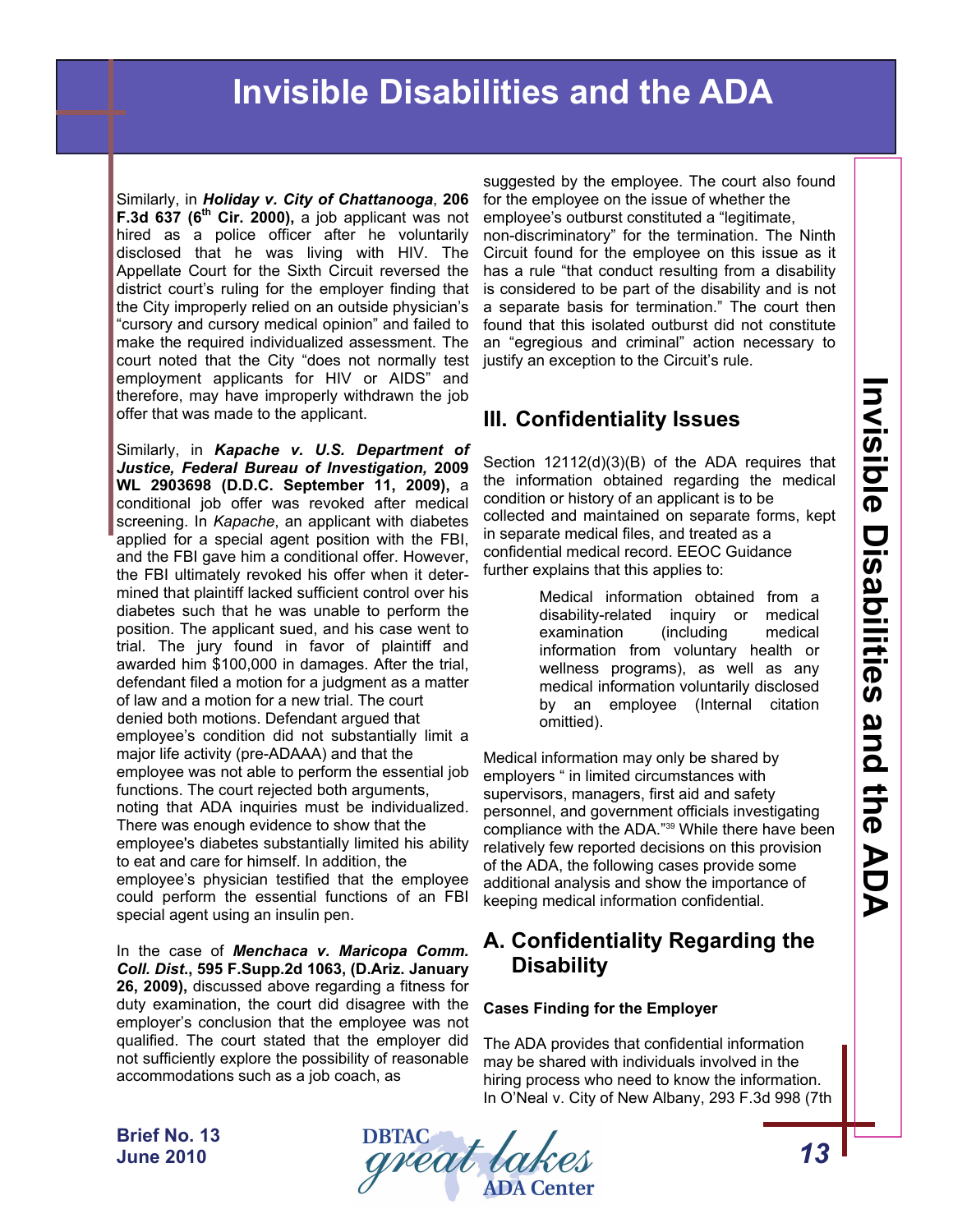Similarly, in ***Holiday v. City of Chattanooga*, 206 F.3d 637 (6th Cir. 2000),** a job applicant was not hired as a police officer after he voluntarily disclosed that he was living with HIV. The Appellate Court for the Sixth Circuit reversed the district court's ruling for the employer finding that the City improperly relied on an outside physician's "cursory and cursory medical opinion" and failed to make the required individualized assessment. The court noted that the City "does not normally test employment applicants for HIV or AIDS" and therefore, may have improperly withdrawn the job offer that was made to the applicant.

Similarly, in ***Kapache v. U.S. Department of Justice, Federal Bureau of Investigation,* 2009 WL 2903698 (D.D.C. September 11, 2009),** a conditional job offer was revoked after medical screening. In *Kapache*, an applicant with diabetes applied for a special agent position with the FBI, and the FBI gave him a conditional offer. However, the FBI ultimately revoked his offer when it determined that plaintiff lacked sufficient control over his diabetes such that he was unable to perform the position. The applicant sued, and his case went to trial. The jury found in favor of plaintiff and awarded him $100,000 in damages. After the trial, defendant filed a motion for a judgment as a matter of law and a motion for a new trial. The court denied both motions. Defendant argued that employee's condition did not substantially limit a major life activity (pre-ADAAA) and that the employee was not able to perform the essential job functions. The court rejected both arguments, noting that ADA inquiries must be individualized. There was enough evidence to show that the employee's diabetes substantially limited his ability to eat and care for himself. In addition, the employee's physician testified that the employee could perform the essential functions of an FBI special agent using an insulin pen.

In the case of ***Menchaca v. Maricopa Comm. Coll. Dist.*, 595 F.Supp.2d 1063, (D.Ariz. January 26, 2009),** discussed above regarding a fitness for duty examination, the court did disagree with the employer's conclusion that the employee was not qualified. The court stated that the employer did not sufficiently explore the possibility of reasonable accommodations such as a job coach, as suggested by the employee. The court also found for the employee on the issue of whether the employee's outburst constituted a "legitimate, non-discriminatory" for the termination. The Ninth Circuit found for the employee on this issue as it has a rule "that conduct resulting from a disability is considered to be part of the disability and is not a separate basis for termination." The court then found that this isolated outburst did not constitute an "egregious and criminal" action necessary to justify an exception to the Circuit's rule.

## III. Confidentiality Issues

Section 12112(d)(3)(B) of the ADA requires that the information obtained regarding the medical condition or history of an applicant is to be collected and maintained on separate forms, kept in separate medical files, and treated as a confidential medical record. EEOC Guidance further explains that this applies to:

> Medical information obtained from a disability-related inquiry or medical examination (including medical information from voluntary health or wellness programs), as well as any medical information voluntarily disclosed by an employee (Internal citation omittied).

Medical information may only be shared by employers " in limited circumstances with supervisors, managers, first aid and safety personnel, and government officials investigating compliance with the ADA."[39] While there have been relatively few reported decisions on this provision of the ADA, the following cases provide some additional analysis and show the importance of keeping medical information confidential.

### A. Confidentiality Regarding the Disability

#### Cases Finding for the Employer

The ADA provides that confidential information may be shared with individuals involved in the hiring process who need to know the information. In O'Neal v. City of New Albany, 293 F.3d 998 (7th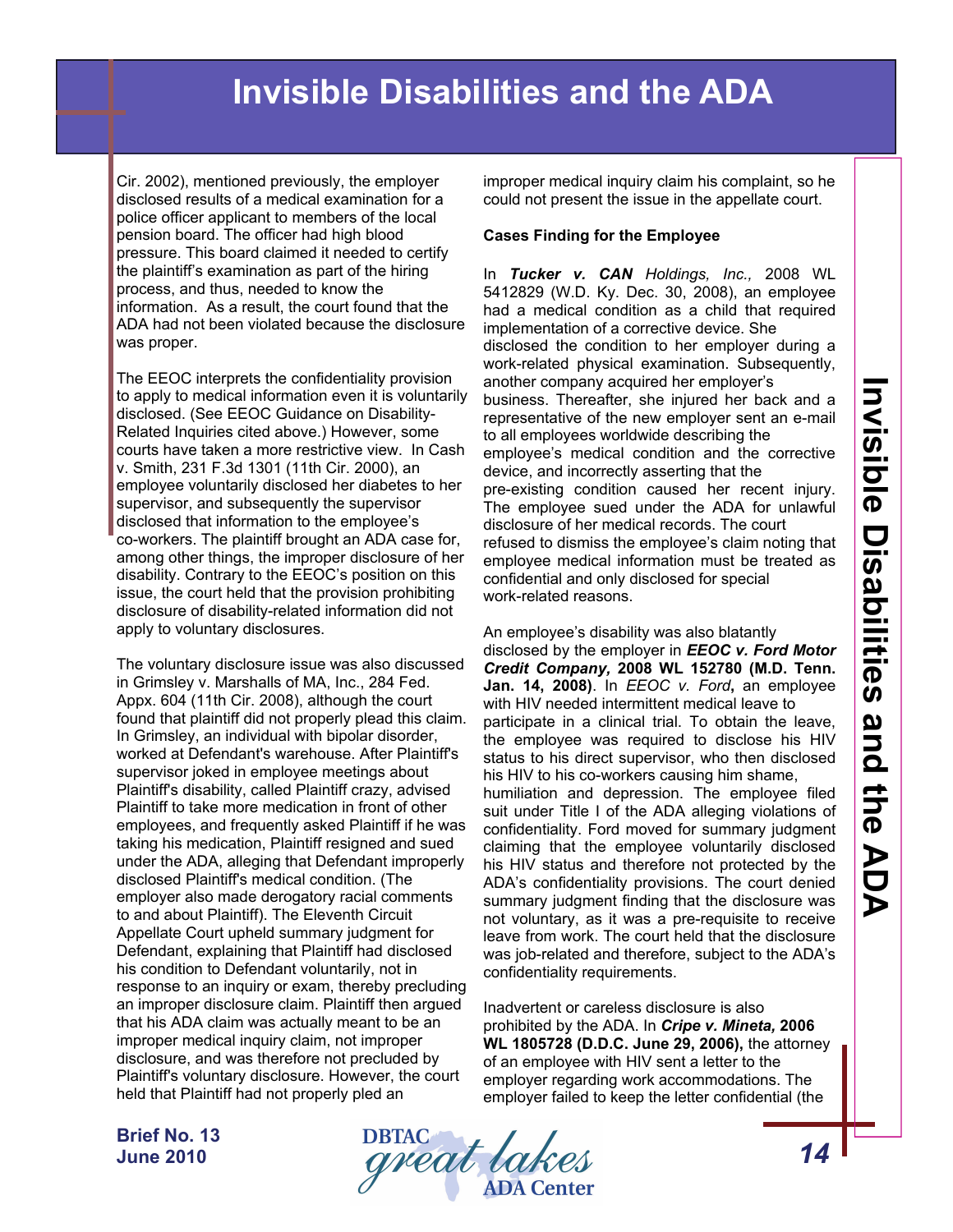Cir. 2002), mentioned previously, the employer disclosed results of a medical examination for a police officer applicant to members of the local pension board. The officer had high blood pressure. This board claimed it needed to certify the plaintiff's examination as part of the hiring process, and thus, needed to know the information. As a result, the court found that the ADA had not been violated because the disclosure was proper.

The EEOC interprets the confidentiality provision to apply to medical information even it is voluntarily disclosed. (See EEOC Guidance on Disability-Related Inquiries cited above.) However, some courts have taken a more restrictive view. In Cash v. Smith, 231 F.3d 1301 (11th Cir. 2000), an employee voluntarily disclosed her diabetes to her supervisor, and subsequently the supervisor disclosed that information to the employee's co-workers. The plaintiff brought an ADA case for, among other things, the improper disclosure of her disability. Contrary to the EEOC's position on this issue, the court held that the provision prohibiting disclosure of disability-related information did not apply to voluntary disclosures.

The voluntary disclosure issue was also discussed in Grimsley v. Marshalls of MA, Inc., 284 Fed. Appx. 604 (11th Cir. 2008), although the court found that plaintiff did not properly plead this claim. In Grimsley, an individual with bipolar disorder, worked at Defendant's warehouse. After Plaintiff's supervisor joked in employee meetings about Plaintiff's disability, called Plaintiff crazy, advised Plaintiff to take more medication in front of other employees, and frequently asked Plaintiff if he was taking his medication, Plaintiff resigned and sued under the ADA, alleging that Defendant improperly disclosed Plaintiff's medical condition. (The employer also made derogatory racial comments to and about Plaintiff). The Eleventh Circuit Appellate Court upheld summary judgment for Defendant, explaining that Plaintiff had disclosed his condition to Defendant voluntarily, not in response to an inquiry or exam, thereby precluding an improper disclosure claim. Plaintiff then argued that his ADA claim was actually meant to be an improper medical inquiry claim, not improper disclosure, and was therefore not precluded by Plaintiff's voluntary disclosure. However, the court held that Plaintiff had not properly pled an improper medical inquiry claim his complaint, so he could not present the issue in the appellate court.

**Cases Finding for the Employee**

In ***Tucker v. CAN*** *Holdings, Inc.,* 2008 WL 5412829 (W.D. Ky. Dec. 30, 2008), an employee had a medical condition as a child that required implementation of a corrective device. She disclosed the condition to her employer during a work-related physical examination. Subsequently, another company acquired her employer's business. Thereafter, she injured her back and a representative of the new employer sent an e-mail to all employees worldwide describing the employee's medical condition and the corrective device, and incorrectly asserting that the pre-existing condition caused her recent injury. The employee sued under the ADA for unlawful disclosure of her medical records. The court refused to dismiss the employee's claim noting that employee medical information must be treated as confidential and only disclosed for special work-related reasons.

An employee's disability was also blatantly disclosed by the employer in ***EEOC v. Ford Motor Credit Company,* 2008 WL 152780 (M.D. Tenn. Jan. 14, 2008)**. In *EEOC v. Ford***,** an employee with HIV needed intermittent medical leave to participate in a clinical trial. To obtain the leave, the employee was required to disclose his HIV status to his direct supervisor, who then disclosed his HIV to his co-workers causing him shame, humiliation and depression. The employee filed suit under Title I of the ADA alleging violations of confidentiality. Ford moved for summary judgment claiming that the employee voluntarily disclosed his HIV status and therefore not protected by the ADA's confidentiality provisions. The court denied summary judgment finding that the disclosure was not voluntary, as it was a pre-requisite to receive leave from work. The court held that the disclosure was job-related and therefore, subject to the ADA's confidentiality requirements.

Inadvertent or careless disclosure is also prohibited by the ADA. In ***Cripe v. Mineta,* 2006 WL 1805728 (D.D.C. June 29, 2006),** the attorney of an employee with HIV sent a letter to the employer regarding work accommodations. The employer failed to keep the letter confidential (the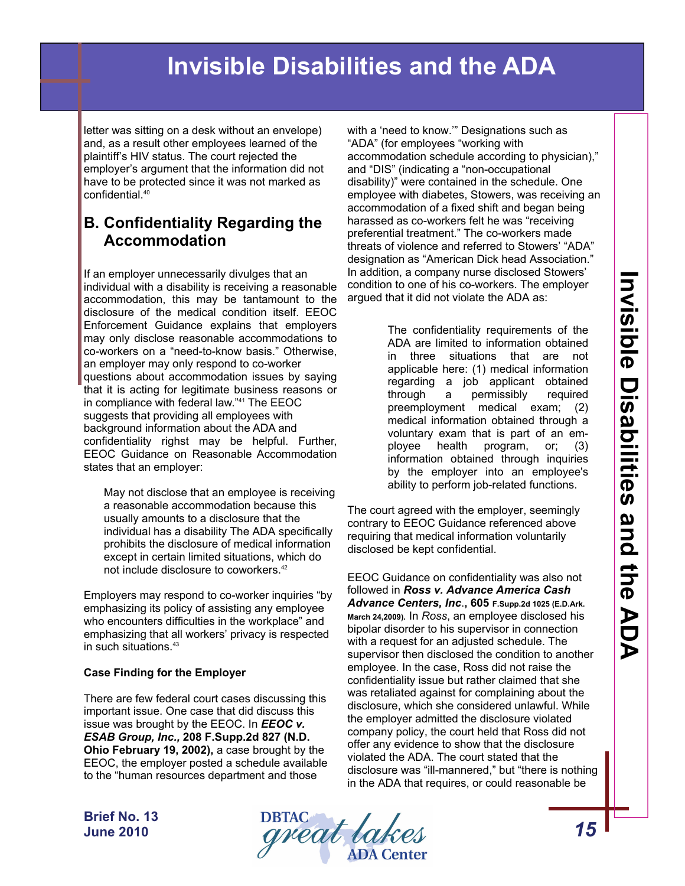letter was sitting on a desk without an envelope) and, as a result other employees learned of the plaintiff's HIV status. The court rejected the employer's argument that the information did not have to be protected since it was not marked as confidential.[40]

## B. Confidentiality Regarding the Accommodation

If an employer unnecessarily divulges that an individual with a disability is receiving a reasonable accommodation, this may be tantamount to the disclosure of the medical condition itself. EEOC Enforcement Guidance explains that employers may only disclose reasonable accommodations to co-workers on a "need-to-know basis." Otherwise, an employer may only respond to co-worker questions about accommodation issues by saying that it is acting for legitimate business reasons or in compliance with federal law."[41] The EEOC suggests that providing all employees with background information about the ADA and confidentiality right may be helpful. Further, EEOC Guidance on Reasonable Accommodation states that an employer:

> May not disclose that an employee is receiving a reasonable accommodation because this usually amounts to a disclosure that the individual has a disability The ADA specifically prohibits the disclosure of medical information except in certain limited situations, which do not include disclosure to coworkers.[42]

Employers may respond to co-worker inquiries "by emphasizing its policy of assisting any employee who encounters difficulties in the workplace" and emphasizing that all workers' privacy is respected in such situations.[43]

**Case Finding for the Employer**

There are few federal court cases discussing this important issue. One case that did discuss this issue was brought by the EEOC. In ***EEOC v. ESAB Group, Inc.,* 208 F.Supp.2d 827 (N.D. Ohio February 19, 2002),** a case brought by the EEOC, the employer posted a schedule available to the "human resources department and those with a 'need to know.'" Designations such as "ADA" (for employees "working with accommodation schedule according to physician)," and "DIS" (indicating a "non-occupational disability)" were contained in the schedule. One employee with diabetes, Stowers, was receiving an accommodation of a fixed shift and began being harassed as co-workers felt he was "receiving preferential treatment." The co-workers made threats of violence and referred to Stowers' "ADA" designation as "American Dick head Association." In addition, a company nurse disclosed Stowers' condition to one of his co-workers. The employer argued that it did not violate the ADA as:

> The confidentiality requirements of the ADA are limited to information obtained in three situations that are not applicable here: (1) medical information regarding a job applicant obtained through a permissibly required preemployment medical exam; (2) medical information obtained through a voluntary exam that is part of an employee health program, or; (3) information obtained through inquiries by the employer into an employee's ability to perform job-related functions.

The court agreed with the employer, seemingly contrary to EEOC Guidance referenced above requiring that medical information voluntarily disclosed be kept confidential.

EEOC Guidance on confidentiality was also not followed in ***Ross v. Advance America Cash Advance Centers, Inc*., 605 F.Supp.2d 1025 (E.D.Ark. March 24,2009).** In *Ross*, an employee disclosed his bipolar disorder to his supervisor in connection with a request for an adjusted schedule. The supervisor then disclosed the condition to another employee. In the case, Ross did not raise the confidentiality issue but rather claimed that she was retaliated against for complaining about the disclosure, which she considered unlawful. While the employer admitted the disclosure violated company policy, the court held that Ross did not offer any evidence to show that the disclosure violated the ADA. The court stated that the disclosure was "ill-mannered," but "there is nothing in the ADA that requires, or could reasonable be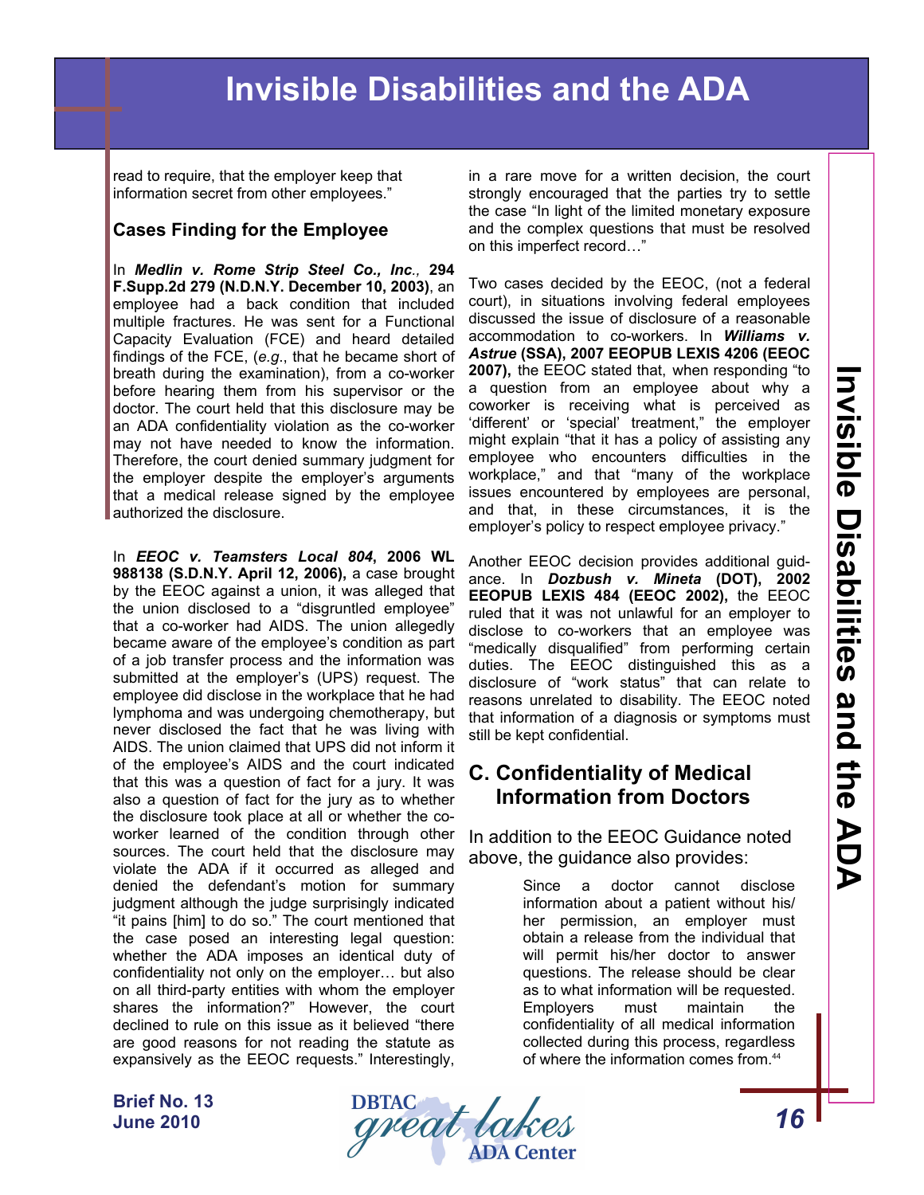read to require, that the employer keep that information secret from other employees."

### Cases Finding for the Employee

In ***Medlin v. Rome Strip Steel Co., Inc.*, 294 F.Supp.2d 279 (N.D.N.Y. December 10, 2003)**, an employee had a back condition that included multiple fractures. He was sent for a Functional Capacity Evaluation (FCE) and heard detailed findings of the FCE, (*e.g.*, that he became short of breath during the examination), from a co-worker before hearing them from his supervisor or the doctor. The court held that this disclosure may be an ADA confidentiality violation as the co-worker may not have needed to know the information. Therefore, the court denied summary judgment for the employer despite the employer's arguments that a medical release signed by the employee authorized the disclosure.

In ***EEOC v. Teamsters Local 804*, 2006 WL 988138 (S.D.N.Y. April 12, 2006),** a case brought by the EEOC against a union, it was alleged that the union disclosed to a "disgruntled employee" that a co-worker had AIDS. The union allegedly became aware of the employee's condition as part of a job transfer process and the information was submitted at the employer's (UPS) request. The employee did disclose in the workplace that he had lymphoma and was undergoing chemotherapy, but never disclosed the fact that he was living with AIDS. The union claimed that UPS did not inform it of the employee's AIDS and the court indicated that this was a question of fact for a jury. It was also a question of fact for the jury as to whether the disclosure took place at all or whether the co-worker learned of the condition through other sources. The court held that the disclosure may violate the ADA if it occurred as alleged and denied the defendant's motion for summary judgment although the judge surprisingly indicated "it pains [him] to do so." The court mentioned that the case posed an interesting legal question: whether the ADA imposes an identical duty of confidentiality not only on the employer… but also on all third-party entities with whom the employer shares the information?" However, the court declined to rule on this issue as it believed "there are good reasons for not reading the statute as expansively as the EEOC requests." Interestingly, in a rare move for a written decision, the court strongly encouraged that the parties try to settle the case "In light of the limited monetary exposure and the complex questions that must be resolved on this imperfect record…"

Two cases decided by the EEOC, (not a federal court), in situations involving federal employees discussed the issue of disclosure of a reasonable accommodation to co-workers. In ***Williams v. Astrue* (SSA), 2007 EEOPUB LEXIS 4206 (EEOC 2007),** the EEOC stated that, when responding "to a question from an employee about why a coworker is receiving what is perceived as 'different' or 'special' treatment," the employer might explain "that it has a policy of assisting any employee who encounters difficulties in the workplace," and that "many of the workplace issues encountered by employees are personal, and that, in these circumstances, it is the employer's policy to respect employee privacy."

Another EEOC decision provides additional guidance. In ***Dozbush v. Mineta* (DOT), 2002 EEOPUB LEXIS 484 (EEOC 2002),** the EEOC ruled that it was not unlawful for an employer to disclose to co-workers that an employee was "medically disqualified" from performing certain duties. The EEOC distinguished this as a disclosure of "work status" that can relate to reasons unrelated to disability. The EEOC noted that information of a diagnosis or symptoms must still be kept confidential.

## C. Confidentiality of Medical Information from Doctors

In addition to the EEOC Guidance noted above, the guidance also provides:

> Since a doctor cannot disclose information about a patient without his/her permission, an employer must obtain a release from the individual that will permit his/her doctor to answer questions. The release should be clear as to what information will be requested. Employers must maintain the confidentiality of all medical information collected during this process, regardless of where the information comes from.[44]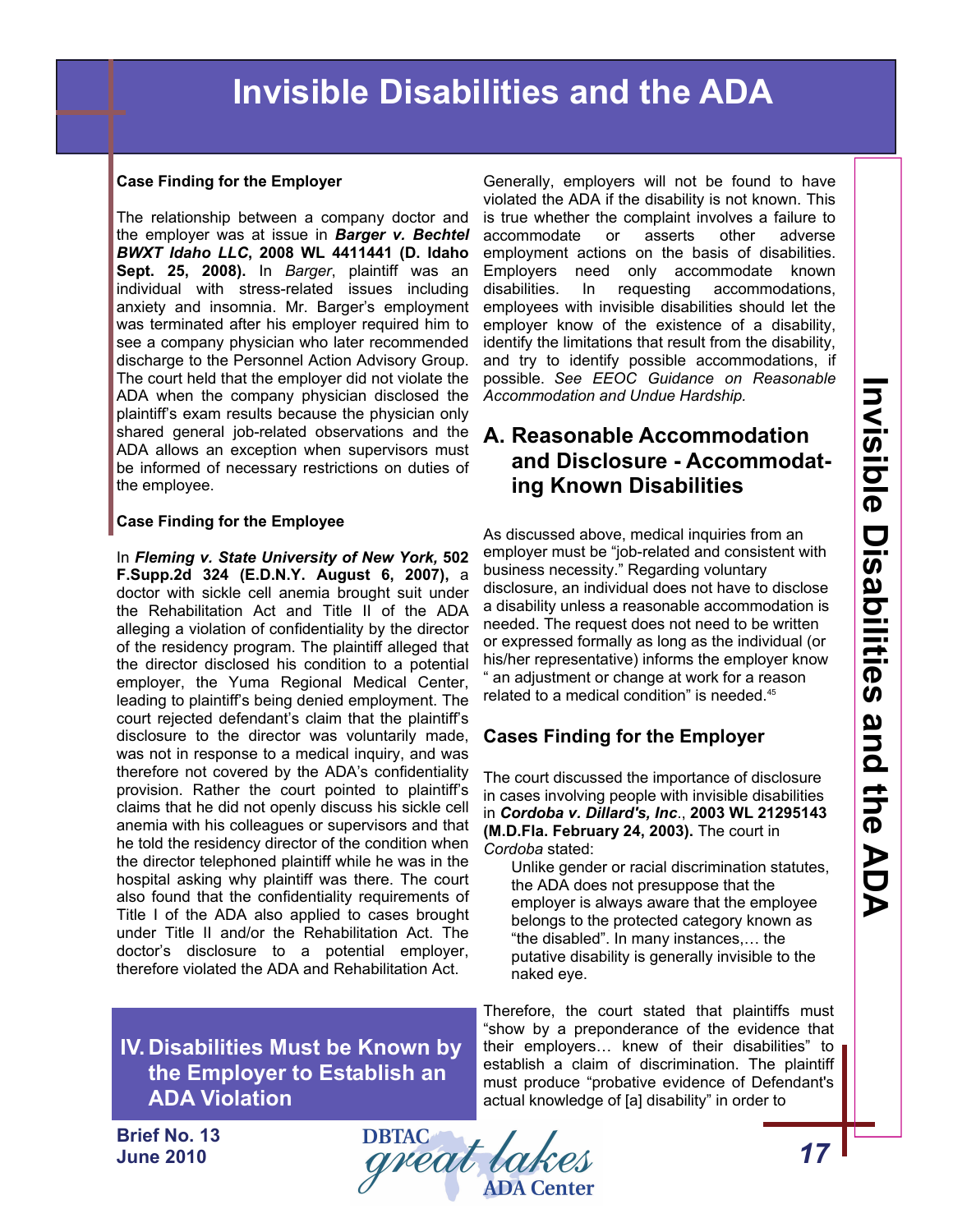### Case Finding for the Employer

The relationship between a company doctor and the employer was at issue in ***Barger v. Bechtel BWXT Idaho LLC*, 2008 WL 4411441 (D. Idaho Sept. 25, 2008).** In *Barger*, plaintiff was an individual with stress-related issues including anxiety and insomnia. Mr. Barger's employment was terminated after his employer required him to see a company physician who later recommended discharge to the Personnel Action Advisory Group. The court held that the employer did not violate the ADA when the company physician disclosed the plaintiff's exam results because the physician only shared general job-related observations and the ADA allows an exception when supervisors must be informed of necessary restrictions on duties of the employee.

### Case Finding for the Employee

In ***Fleming v. State University of New York,* 502 F.Supp.2d 324 (E.D.N.Y. August 6, 2007),** a doctor with sickle cell anemia brought suit under the Rehabilitation Act and Title II of the ADA alleging a violation of confidentiality by the director of the residency program. The plaintiff alleged that the director disclosed his condition to a potential employer, the Yuma Regional Medical Center, leading to plaintiff's being denied employment. The court rejected defendant's claim that the plaintiff's disclosure to the director was voluntarily made, was not in response to a medical inquiry, and was therefore not covered by the ADA's confidentiality provision. Rather the court pointed to plaintiff's claims that he did not openly discuss his sickle cell anemia with his colleagues or supervisors and that he told the residency director of the condition when the director telephoned plaintiff while he was in the hospital asking why plaintiff was there. The court also found that the confidentiality requirements of Title I of the ADA also applied to cases brought under Title II and/or the Rehabilitation Act. The doctor's disclosure to a potential employer, therefore violated the ADA and Rehabilitation Act.

## IV. Disabilities Must be Known by the Employer to Establish an ADA Violation

Generally, employers will not be found to have violated the ADA if the disability is not known. This is true whether the complaint involves a failure to accommodate or asserts other adverse employment actions on the basis of disabilities. Employers need only accommodate known disabilities. In requesting accommodations, employees with invisible disabilities should let the employer know of the existence of a disability, identify the limitations that result from the disability, and try to identify possible accommodations, if possible. *See EEOC Guidance on Reasonable Accommodation and Undue Hardship.*

## A. Reasonable Accommodation and Disclosure - Accommodating Known Disabilities

As discussed above, medical inquiries from an employer must be "job-related and consistent with business necessity." Regarding voluntary disclosure, an individual does not have to disclose a disability unless a reasonable accommodation is needed. The request does not need to be written or expressed formally as long as the individual (or his/her representative) informs the employer know " an adjustment or change at work for a reason related to a medical condition" is needed.[45]

### Cases Finding for the Employer

The court discussed the importance of disclosure in cases involving people with invisible disabilities in ***Cordoba v. Dillard's, Inc*., 2003 WL 21295143 (M.D.Fla. February 24, 2003).** The court in *Cordoba* stated:

> Unlike gender or racial discrimination statutes, the ADA does not presuppose that the employer is always aware that the employee belongs to the protected category known as "the disabled". In many instances,… the putative disability is generally invisible to the naked eye.

Therefore, the court stated that plaintiffs must "show by a preponderance of the evidence that their employers… knew of their disabilities" to establish a claim of discrimination. The plaintiff must produce "probative evidence of Defendant's actual knowledge of [a] disability" in order to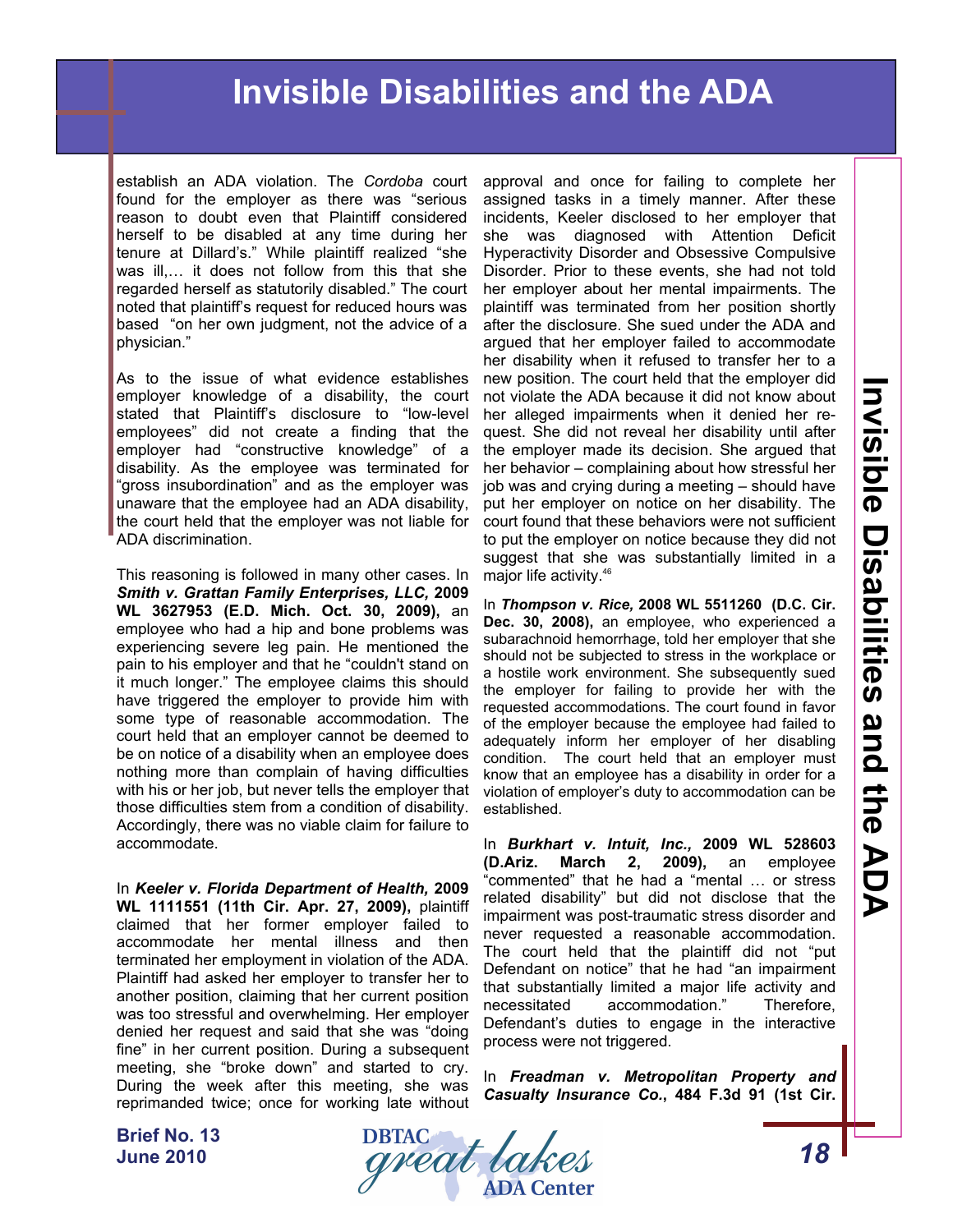establish an ADA violation. The *Cordoba* court found for the employer as there was "serious reason to doubt even that Plaintiff considered herself to be disabled at any time during her tenure at Dillard's." While plaintiff realized "she was ill,… it does not follow from this that she regarded herself as statutorily disabled." The court noted that plaintiff's request for reduced hours was based "on her own judgment, not the advice of a physician."

As to the issue of what evidence establishes employer knowledge of a disability, the court stated that Plaintiff's disclosure to "low-level employees" did not create a finding that the employer had "constructive knowledge" of a disability. As the employee was terminated for "gross insubordination" and as the employer was unaware that the employee had an ADA disability, the court held that the employer was not liable for ADA discrimination.

This reasoning is followed in many other cases. In ***Smith v. Grattan Family Enterprises, LLC,* 2009 WL 3627953 (E.D. Mich. Oct. 30, 2009),** an employee who had a hip and bone problems was experiencing severe leg pain. He mentioned the pain to his employer and that he "couldn't stand on it much longer." The employee claims this should have triggered the employer to provide him with some type of reasonable accommodation. The court held that an employer cannot be deemed to be on notice of a disability when an employee does nothing more than complain of having difficulties with his or her job, but never tells the employer that those difficulties stem from a condition of disability. Accordingly, there was no viable claim for failure to accommodate.

In ***Keeler v. Florida Department of Health,* 2009 WL 1111551 (11th Cir. Apr. 27, 2009),** plaintiff claimed that her former employer failed to accommodate her mental illness and then terminated her employment in violation of the ADA. Plaintiff had asked her employer to transfer her to another position, claiming that her current position was too stressful and overwhelming. Her employer denied her request and said that she was "doing fine" in her current position. During a subsequent meeting, she "broke down" and started to cry. During the week after this meeting, she was reprimanded twice; once for working late without approval and once for failing to complete her assigned tasks in a timely manner. After these incidents, Keeler disclosed to her employer that she was diagnosed with Attention Deficit Hyperactivity Disorder and Obsessive Compulsive Disorder. Prior to these events, she had not told her employer about her mental impairments. The plaintiff was terminated from her position shortly after the disclosure. She sued under the ADA and argued that her employer failed to accommodate her disability when it refused to transfer her to a new position. The court held that the employer did not violate the ADA because it did not know about her alleged impairments when it denied her request. She did not reveal her disability until after the employer made its decision. She argued that her behavior – complaining about how stressful her job was and crying during a meeting – should have put her employer on notice on her disability. The court found that these behaviors were not sufficient to put the employer on notice because they did not suggest that she was substantially limited in a major life activity.[46]

In ***Thompson v. Rice,* 2008 WL 5511260 (D.C. Cir. Dec. 30, 2008),** an employee, who experienced a subarachnoid hemorrhage, told her employer that she should not be subjected to stress in the workplace or a hostile work environment. She subsequently sued the employer for failing to provide her with the requested accommodations. The court found in favor of the employer because the employee had failed to adequately inform her employer of her disabling condition. The court held that an employer must know that an employee has a disability in order for a violation of employer's duty to accommodation can be established.

In ***Burkhart v. Intuit, Inc.,* 2009 WL 528603 (D.Ariz. March 2, 2009),** an employee "commented" that he had a "mental … or stress related disability" but did not disclose that the impairment was post-traumatic stress disorder and never requested a reasonable accommodation. The court held that the plaintiff did not "put Defendant on notice" that he had "an impairment that substantially limited a major life activity and necessitated accommodation." Therefore, Defendant's duties to engage in the interactive process were not triggered.

In ***Freadman v. Metropolitan Property and Casualty Insurance Co.*, 484 F.3d 91 (1st Cir.**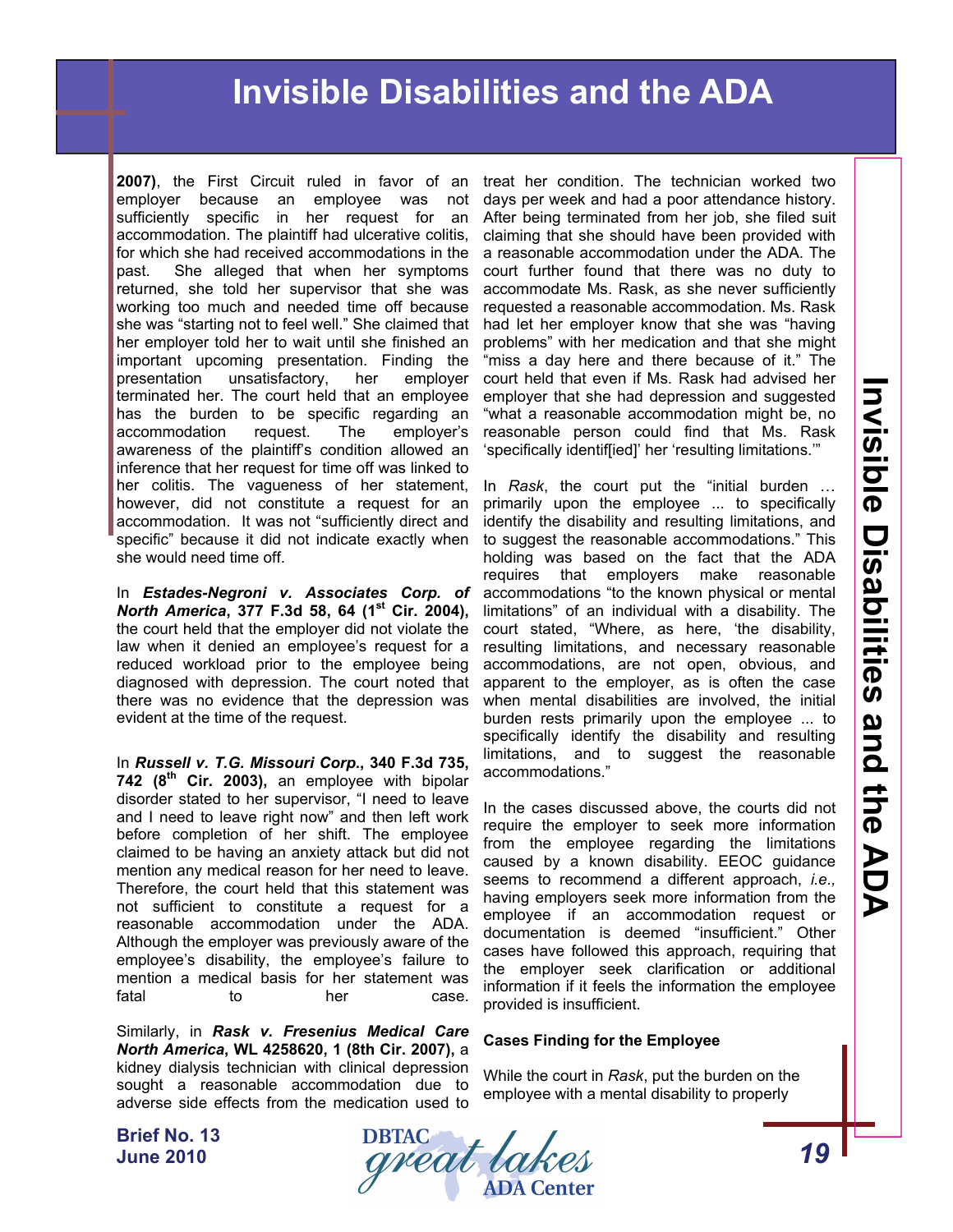**2007)**, the First Circuit ruled in favor of an employer because an employee was not sufficiently specific in her request for an accommodation. The plaintiff had ulcerative colitis, for which she had received accommodations in the past. She alleged that when her symptoms returned, she told her supervisor that she was working too much and needed time off because she was "starting not to feel well." She claimed that her employer told her to wait until she finished an important upcoming presentation. Finding the presentation unsatisfactory, her employer terminated her. The court held that an employee has the burden to be specific regarding an accommodation request. The employer's awareness of the plaintiff's condition allowed an inference that her request for time off was linked to her colitis. The vagueness of her statement, however, did not constitute a request for an accommodation. It was not "sufficiently direct and specific" because it did not indicate exactly when she would need time off.

In ***Estades-Negroni v. Associates Corp. of North America*, 377 F.3d 58, 64 (1st Cir. 2004),** the court held that the employer did not violate the law when it denied an employee's request for a reduced workload prior to the employee being diagnosed with depression. The court noted that there was no evidence that the depression was evident at the time of the request.

In ***Russell v. T.G. Missouri Corp.*, 340 F.3d 735, 742 (8th Cir. 2003),** an employee with bipolar disorder stated to her supervisor, "I need to leave and I need to leave right now" and then left work before completion of her shift. The employee claimed to be having an anxiety attack but did not mention any medical reason for her need to leave. Therefore, the court held that this statement was not sufficient to constitute a request for a reasonable accommodation under the ADA. Although the employer was previously aware of the employee's disability, the employee's failure to mention a medical basis for her statement was fatal to her case.

Similarly, in ***Rask v. Fresenius Medical Care North America*, WL 4258620, 1 (8th Cir. 2007),** a kidney dialysis technician with clinical depression sought a reasonable accommodation due to adverse side effects from the medication used to treat her condition. The technician worked two days per week and had a poor attendance history. After being terminated from her job, she filed suit claiming that she should have been provided with a reasonable accommodation under the ADA. The court further found that there was no duty to accommodate Ms. Rask, as she never sufficiently requested a reasonable accommodation. Ms. Rask had let her employer know that she was "having problems" with her medication and that she might "miss a day here and there because of it." The court held that even if Ms. Rask had advised her employer that she had depression and suggested "what a reasonable accommodation might be, no reasonable person could find that Ms. Rask 'specifically identif[ied]' her 'resulting limitations.'"

In *Rask*, the court put the "initial burden … primarily upon the employee ... to specifically identify the disability and resulting limitations, and to suggest the reasonable accommodations." This holding was based on the fact that the ADA requires that employers make reasonable accommodations "to the known physical or mental limitations" of an individual with a disability. The court stated, "Where, as here, 'the disability, resulting limitations, and necessary reasonable accommodations, are not open, obvious, and apparent to the employer, as is often the case when mental disabilities are involved, the initial burden rests primarily upon the employee ... to specifically identify the disability and resulting limitations, and to suggest the reasonable accommodations."

In the cases discussed above, the courts did not require the employer to seek more information from the employee regarding the limitations caused by a known disability. EEOC guidance seems to recommend a different approach, *i.e.,* having employers seek more information from the employee if an accommodation request or documentation is deemed "insufficient." Other cases have followed this approach, requiring that the employer seek clarification or additional information if it feels the information the employee provided is insufficient.

**Cases Finding for the Employee**

While the court in *Rask*, put the burden on the employee with a mental disability to properly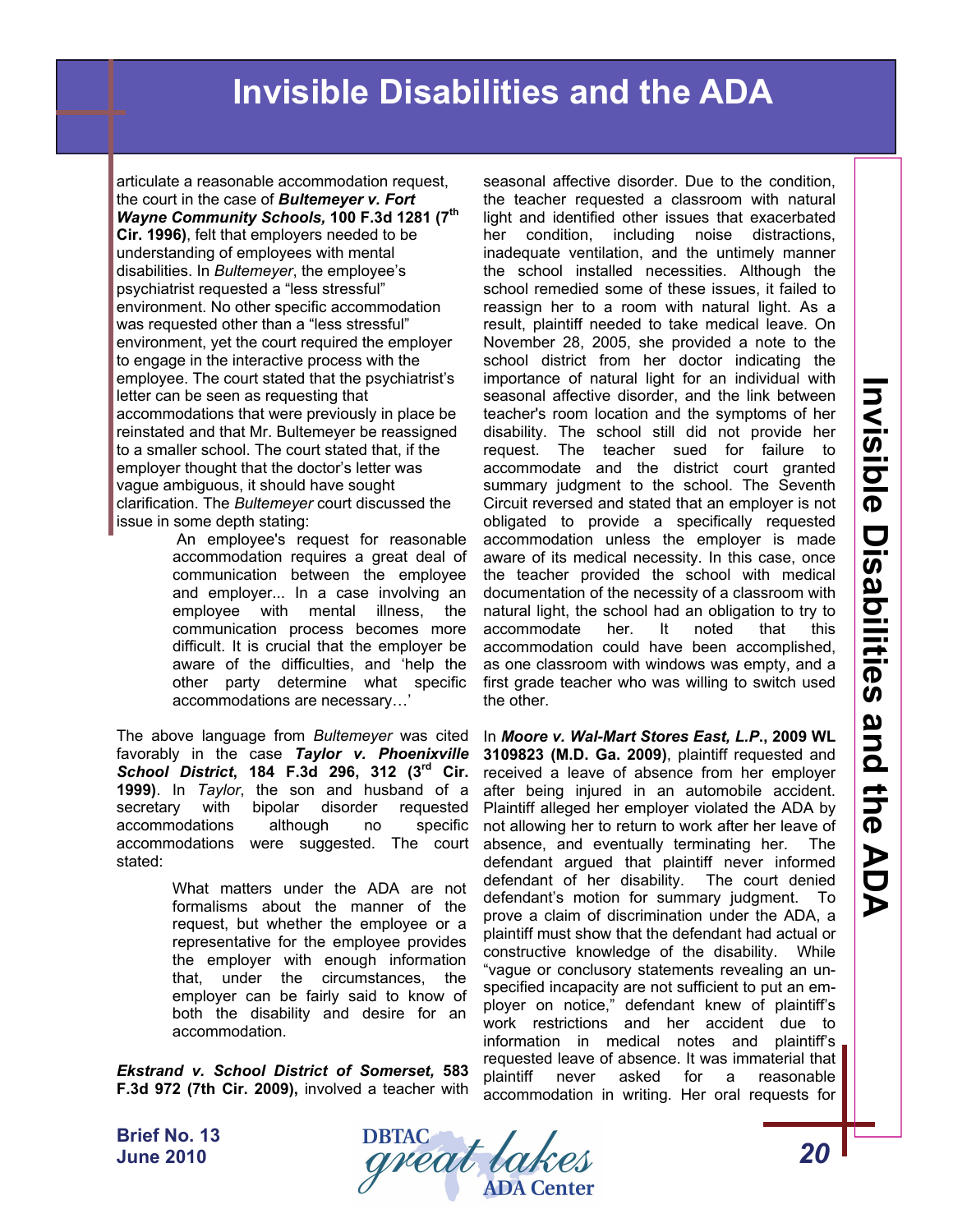articulate a reasonable accommodation request, the court in the case of ***Bultemeyer v. Fort Wayne Community Schools,* 100 F.3d 1281 (7th Cir. 1996)**, felt that employers needed to be understanding of employees with mental disabilities. In *Bultemeyer*, the employee's psychiatrist requested a "less stressful" environment. No other specific accommodation was requested other than a "less stressful" environment, yet the court required the employer to engage in the interactive process with the employee. The court stated that the psychiatrist's letter can be seen as requesting that accommodations that were previously in place be reinstated and that Mr. Bultemeyer be reassigned to a smaller school. The court stated that, if the employer thought that the doctor's letter was vague ambiguous, it should have sought clarification. The *Bultemeyer* court discussed the issue in some depth stating:

> An employee's request for reasonable accommodation requires a great deal of communication between the employee and employer... In a case involving an employee with mental illness, the communication process becomes more difficult. It is crucial that the employer be aware of the difficulties, and 'help the other party determine what specific accommodations are necessary…'

The above language from *Bultemeyer* was cited favorably in the case ***Taylor v. Phoenixville School District*, 184 F.3d 296, 312 (3rd Cir. 1999)**. In *Taylor*, the son and husband of a secretary with bipolar disorder requested accommodations although no specific accommodations were suggested. The court stated:

> What matters under the ADA are not formalisms about the manner of the request, but whether the employee or a representative for the employee provides the employer with enough information that, under the circumstances, the employer can be fairly said to know of both the disability and desire for an accommodation.

***Ekstrand v. School District of Somerset,* 583 F.3d 972 (7th Cir. 2009),** involved a teacher with seasonal affective disorder. Due to the condition, the teacher requested a classroom with natural light and identified other issues that exacerbated her condition, including noise distractions, inadequate ventilation, and the untimely manner the school installed necessities. Although the school remedied some of these issues, it failed to reassign her to a room with natural light. As a result, plaintiff needed to take medical leave. On November 28, 2005, she provided a note to the school district from her doctor indicating the importance of natural light for an individual with seasonal affective disorder, and the link between teacher's room location and the symptoms of her disability. The school still did not provide her request. The teacher sued for failure to accommodate and the district court granted summary judgment to the school. The Seventh Circuit reversed and stated that an employer is not obligated to provide a specifically requested accommodation unless the employer is made aware of its medical necessity. In this case, once the teacher provided the school with medical documentation of the necessity of a classroom with natural light, the school had an obligation to try to accommodate her. It noted that this accommodation could have been accomplished, as one classroom with windows was empty, and a first grade teacher who was willing to switch used the other.

In ***Moore v. Wal-Mart Stores East, L.P.*, 2009 WL 3109823 (M.D. Ga. 2009)**, plaintiff requested and received a leave of absence from her employer after being injured in an automobile accident. Plaintiff alleged her employer violated the ADA by not allowing her to return to work after her leave of absence, and eventually terminating her. The defendant argued that plaintiff never informed defendant of her disability. The court denied defendant's motion for summary judgment. To prove a claim of discrimination under the ADA, a plaintiff must show that the defendant had actual or constructive knowledge of the disability. While "vague or conclusory statements revealing an unspecified incapacity are not sufficient to put an employer on notice," defendant knew of plaintiff's work restrictions and her accident due to information in medical notes and plaintiff's requested leave of absence. It was immaterial that plaintiff never asked for a reasonable accommodation in writing. Her oral requests for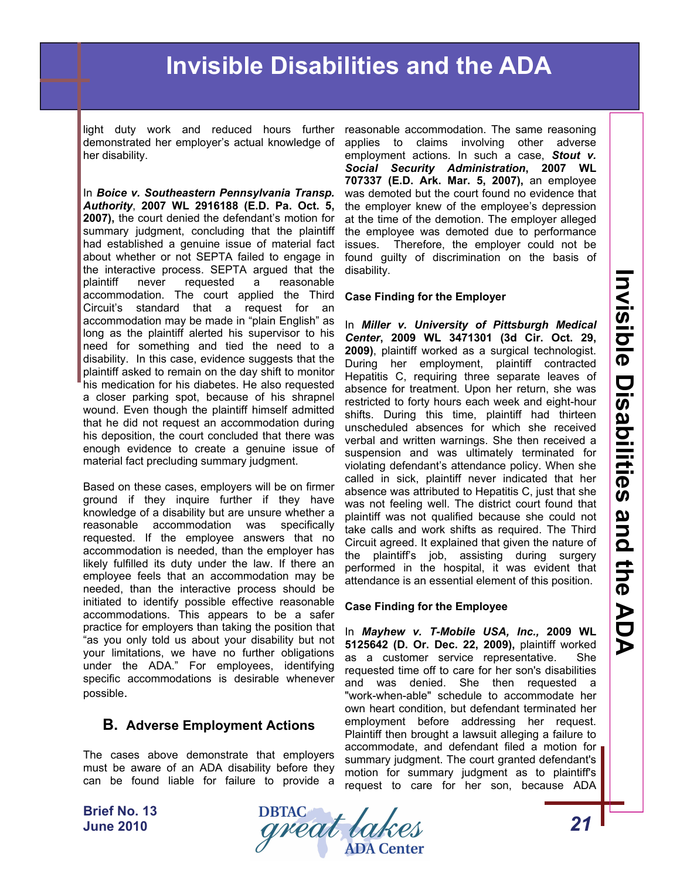light duty work and reduced hours further demonstrated her employer's actual knowledge of her disability.

In ***Boice v. Southeastern Pennsylvania Transp. Authority*, 2007 WL 2916188 (E.D. Pa. Oct. 5, 2007),** the court denied the defendant's motion for summary judgment, concluding that the plaintiff had established a genuine issue of material fact about whether or not SEPTA failed to engage in the interactive process. SEPTA argued that the plaintiff never requested a reasonable accommodation. The court applied the Third Circuit's standard that a request for an accommodation may be made in "plain English" as long as the plaintiff alerted his supervisor to his need for something and tied the need to a disability. In this case, evidence suggests that the plaintiff asked to remain on the day shift to monitor his medication for his diabetes. He also requested a closer parking spot, because of his shrapnel wound. Even though the plaintiff himself admitted that he did not request an accommodation during his deposition, the court concluded that there was enough evidence to create a genuine issue of material fact precluding summary judgment.

Based on these cases, employers will be on firmer ground if they inquire further if they have knowledge of a disability but are unsure whether a reasonable accommodation was specifically requested. If the employee answers that no accommodation is needed, than the employer has likely fulfilled its duty under the law. If there an employee feels that an accommodation may be needed, than the interactive process should be initiated to identify possible effective reasonable accommodations. This appears to be a safer practice for employers than taking the position that "as you only told us about your disability but not your limitations, we have no further obligations under the ADA." For employees, identifying specific accommodations is desirable whenever possible.

## B. Adverse Employment Actions

The cases above demonstrate that employers must be aware of an ADA disability before they can be found liable for failure to provide a reasonable accommodation. The same reasoning applies to claims involving other adverse employment actions. In such a case, ***Stout v. Social Security Administration*, 2007 WL 707337 (E.D. Ark. Mar. 5, 2007),** an employee was demoted but the court found no evidence that the employer knew of the employee's depression at the time of the demotion. The employer alleged the employee was demoted due to performance issues. Therefore, the employer could not be found guilty of discrimination on the basis of disability.

**Case Finding for the Employer**

In ***Miller v. University of Pittsburgh Medical Center*, 2009 WL 3471301 (3d Cir. Oct. 29, 2009)**, plaintiff worked as a surgical technologist. During her employment, plaintiff contracted Hepatitis C, requiring three separate leaves of absence for treatment. Upon her return, she was restricted to forty hours each week and eight-hour shifts. During this time, plaintiff had thirteen unscheduled absences for which she received verbal and written warnings. She then received a suspension and was ultimately terminated for violating defendant's attendance policy. When she called in sick, plaintiff never indicated that her absence was attributed to Hepatitis C, just that she was not feeling well. The district court found that plaintiff was not qualified because she could not take calls and work shifts as required. The Third Circuit agreed. It explained that given the nature of the plaintiff's job, assisting during surgery performed in the hospital, it was evident that attendance is an essential element of this position.

**Case Finding for the Employee**

In ***Mayhew v. T-Mobile USA, Inc.,* 2009 WL 5125642 (D. Or. Dec. 22, 2009),** plaintiff worked as a customer service representative. She requested time off to care for her son's disabilities and was denied. She then requested a "work-when-able" schedule to accommodate her own heart condition, but defendant terminated her employment before addressing her request. Plaintiff then brought a lawsuit alleging a failure to accommodate, and defendant filed a motion for summary judgment. The court granted defendant's motion for summary judgment as to plaintiff's request to care for her son, because ADA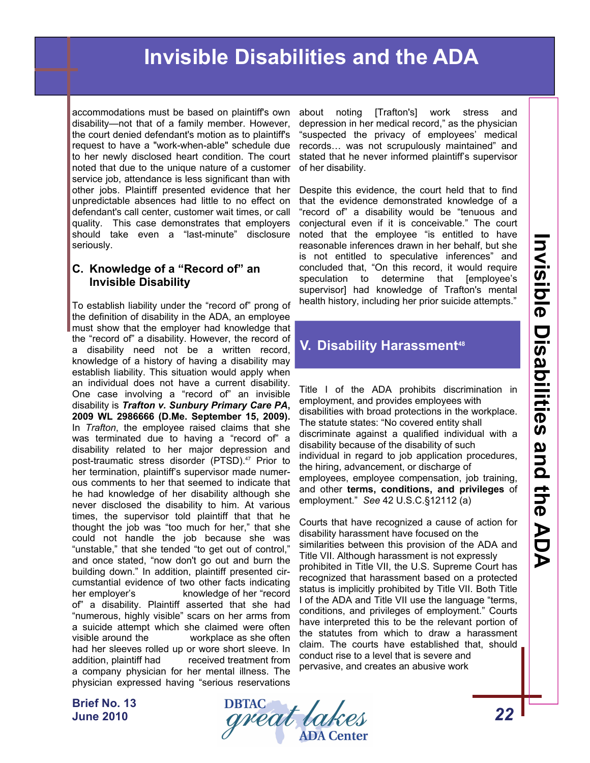accommodations must be based on plaintiff's own disability—not that of a family member. However, the court denied defendant's motion as to plaintiff's request to have a "work-when-able" schedule due to her newly disclosed heart condition. The court noted that due to the unique nature of a customer service job, attendance is less significant than with other jobs. Plaintiff presented evidence that her unpredictable absences had little to no effect on defendant's call center, customer wait times, or call quality. This case demonstrates that employers should take even a "last-minute" disclosure seriously.

### C. Knowledge of a "Record of" an Invisible Disability

To establish liability under the "record of" prong of the definition of disability in the ADA, an employee must show that the employer had knowledge that the "record of" a disability. However, the record of a disability need not be a written record, knowledge of a history of having a disability may establish liability. This situation would apply when an individual does not have a current disability. One case involving a "record of" an invisible disability is ***Trafton v. Sunbury Primary Care PA*, 2009 WL 2986666 (D.Me. September 15, 2009).** In *Trafton*, the employee raised claims that she was terminated due to having a "record of" a disability related to her major depression and post-traumatic stress disorder (PTSD).[47] Prior to her termination, plaintiff's supervisor made numerous comments to her that seemed to indicate that he had knowledge of her disability although she never disclosed the disability to him. At various times, the supervisor told plaintiff that that he thought the job was "too much for her," that she could not handle the job because she was "unstable," that she tended "to get out of control," and once stated, "now don't go out and burn the building down." In addition, plaintiff presented circumstantial evidence of two other facts indicating her employer's knowledge of her "record of" a disability. Plaintiff asserted that she had "numerous, highly visible" scars on her arms from a suicide attempt which she claimed were often visible around the workplace as she often had her sleeves rolled up or wore short sleeve. In addition, plaintiff had received treatment from a company physician for her mental illness. The physician expressed having "serious reservations about noting [Trafton's] work stress and depression in her medical record," as the physician "suspected the privacy of employees' medical records… was not scrupulously maintained" and stated that he never informed plaintiff's supervisor of her disability.

Despite this evidence, the court held that to find that the evidence demonstrated knowledge of a "record of" a disability would be "tenuous and conjectural even if it is conceivable." The court noted that the employee "is entitled to have reasonable inferences drawn in her behalf, but she is not entitled to speculative inferences" and concluded that, "On this record, it would require speculation to determine that [employee's supervisor] had knowledge of Trafton's mental health history, including her prior suicide attempts."

## V. Disability Harassment[48]

Title I of the ADA prohibits discrimination in employment, and provides employees with disabilities with broad protections in the workplace. The statute states: "No covered entity shall discriminate against a qualified individual with a disability because of the disability of such individual in regard to job application procedures, the hiring, advancement, or discharge of employees, employee compensation, job training, and other **terms, conditions, and privileges** of employment." *See* 42 U.S.C.§12112 (a)

Courts that have recognized a cause of action for disability harassment have focused on the similarities between this provision of the ADA and Title VII. Although harassment is not expressly prohibited in Title VII, the U.S. Supreme Court has recognized that harassment based on a protected status is implicitly prohibited by Title VII. Both Title I of the ADA and Title VII use the language "terms, conditions, and privileges of employment." Courts have interpreted this to be the relevant portion of the statutes from which to draw a harassment claim. The courts have established that, should conduct rise to a level that is severe and pervasive, and creates an abusive work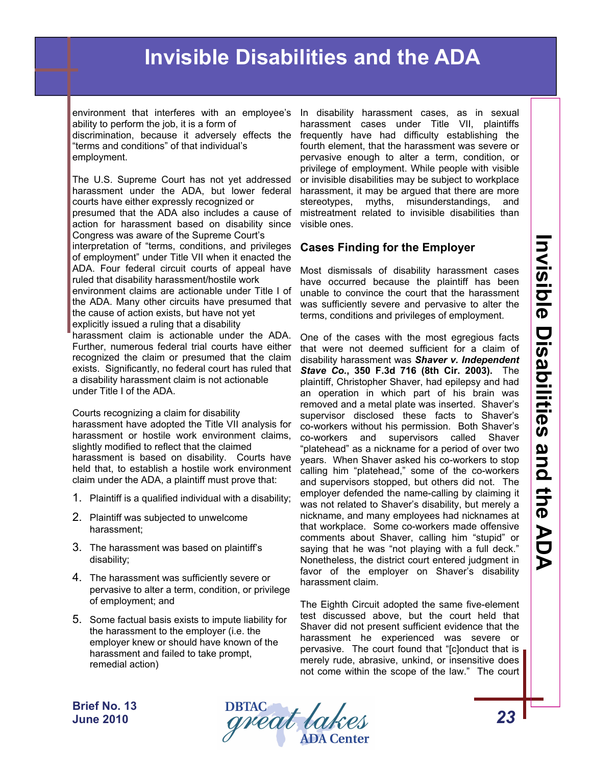environment that interferes with an employee's ability to perform the job, it is a form of discrimination, because it adversely effects the "terms and conditions" of that individual's employment.

The U.S. Supreme Court has not yet addressed harassment under the ADA, but lower federal courts have either expressly recognized or presumed that the ADA also includes a cause of action for harassment based on disability since Congress was aware of the Supreme Court's interpretation of "terms, conditions, and privileges of employment" under Title VII when it enacted the ADA. Four federal circuit courts of appeal have ruled that disability harassment/hostile work environment claims are actionable under Title I of the ADA. Many other circuits have presumed that the cause of action exists, but have not yet explicitly issued a ruling that a disability harassment claim is actionable under the ADA. Further, numerous federal trial courts have either recognized the claim or presumed that the claim exists. Significantly, no federal court has ruled that a disability harassment claim is not actionable under Title I of the ADA.

Courts recognizing a claim for disability harassment have adopted the Title VII analysis for harassment or hostile work environment claims, slightly modified to reflect that the claimed harassment is based on disability. Courts have held that, to establish a hostile work environment claim under the ADA, a plaintiff must prove that:

1. Plaintiff is a qualified individual with a disability;
2. Plaintiff was subjected to unwelcome harassment;
3. The harassment was based on plaintiff's disability;
4. The harassment was sufficiently severe or pervasive to alter a term, condition, or privilege of employment; and
5. Some factual basis exists to impute liability for the harassment to the employer (i.e. the employer knew or should have known of the harassment and failed to take prompt, remedial action)

In disability harassment cases, as in sexual harassment cases under Title VII, plaintiffs frequently have had difficulty establishing the fourth element, that the harassment was severe or pervasive enough to alter a term, condition, or privilege of employment. While people with visible or invisible disabilities may be subject to workplace harassment, it may be argued that there are more stereotypes, myths, misunderstandings, and mistreatment related to invisible disabilities than visible ones.

## Cases Finding for the Employer

Most dismissals of disability harassment cases have occurred because the plaintiff has been unable to convince the court that the harassment was sufficiently severe and pervasive to alter the terms, conditions and privileges of employment.

One of the cases with the most egregious facts that were not deemed sufficient for a claim of disability harassment was ***Shaver v. Independent Stave Co.*, 350 F.3d 716 (8th Cir. 2003).** The plaintiff, Christopher Shaver, had epilepsy and had an operation in which part of his brain was removed and a metal plate was inserted. Shaver's supervisor disclosed these facts to Shaver's co-workers without his permission. Both Shaver's co-workers and supervisors called Shaver "platehead" as a nickname for a period of over two years. When Shaver asked his co-workers to stop calling him "platehead," some of the co-workers and supervisors stopped, but others did not. The employer defended the name-calling by claiming it was not related to Shaver's disability, but merely a nickname, and many employees had nicknames at that workplace. Some co-workers made offensive comments about Shaver, calling him "stupid" or saying that he was "not playing with a full deck." Nonetheless, the district court entered judgment in favor of the employer on Shaver's disability harassment claim.

The Eighth Circuit adopted the same five-element test discussed above, but the court held that Shaver did not present sufficient evidence that the harassment he experienced was severe or pervasive. The court found that "[c]onduct that is merely rude, abrasive, unkind, or insensitive does not come within the scope of the law." The court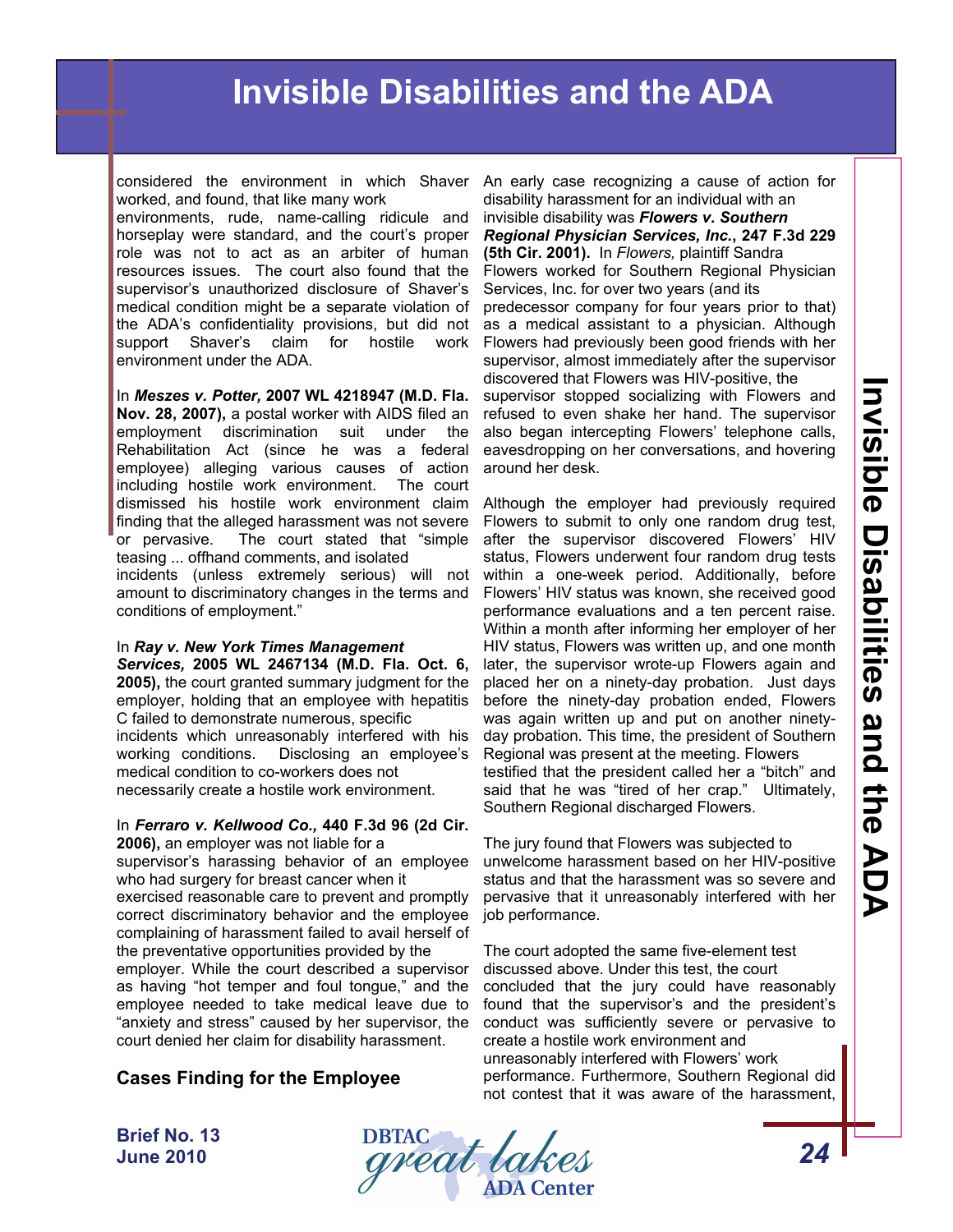considered the environment in which Shaver worked, and found, that like many work environments, rude, name-calling ridicule and horseplay were standard, and the court's proper role was not to act as an arbiter of human resources issues. The court also found that the supervisor's unauthorized disclosure of Shaver's medical condition might be a separate violation of the ADA's confidentiality provisions, but did not support Shaver's claim for hostile work environment under the ADA.

In ***Meszes v. Potter,* 2007 WL 4218947 (M.D. Fla. Nov. 28, 2007),** a postal worker with AIDS filed an employment discrimination suit under the Rehabilitation Act (since he was a federal employee) alleging various causes of action including hostile work environment. The court dismissed his hostile work environment claim finding that the alleged harassment was not severe or pervasive. The court stated that "simple teasing ... offhand comments, and isolated incidents (unless extremely serious) will not amount to discriminatory changes in the terms and conditions of employment."

In ***Ray v. New York Times Management Services,* 2005 WL 2467134 (M.D. Fla. Oct. 6, 2005),** the court granted summary judgment for the employer, holding that an employee with hepatitis C failed to demonstrate numerous, specific incidents which unreasonably interfered with his working conditions. Disclosing an employee's medical condition to co-workers does not necessarily create a hostile work environment.

In ***Ferraro v. Kellwood Co.,* 440 F.3d 96 (2d Cir. 2006),** an employer was not liable for a supervisor's harassing behavior of an employee who had surgery for breast cancer when it exercised reasonable care to prevent and promptly correct discriminatory behavior and the employee complaining of harassment failed to avail herself of the preventative opportunities provided by the employer. While the court described a supervisor as having "hot temper and foul tongue," and the employee needed to take medical leave due to "anxiety and stress" caused by her supervisor, the court denied her claim for disability harassment.

### Cases Finding for the Employee

An early case recognizing a cause of action for disability harassment for an individual with an invisible disability was ***Flowers v. Southern Regional Physician Services, Inc.*, 247 F.3d 229 (5th Cir. 2001).** In *Flowers,* plaintiff Sandra Flowers worked for Southern Regional Physician Services, Inc. for over two years (and its predecessor company for four years prior to that) as a medical assistant to a physician. Although Flowers had previously been good friends with her supervisor, almost immediately after the supervisor discovered that Flowers was HIV-positive, the supervisor stopped socializing with Flowers and refused to even shake her hand. The supervisor also began intercepting Flowers' telephone calls, eavesdropping on her conversations, and hovering around her desk.

Although the employer had previously required Flowers to submit to only one random drug test, after the supervisor discovered Flowers' HIV status, Flowers underwent four random drug tests within a one-week period. Additionally, before Flowers' HIV status was known, she received good performance evaluations and a ten percent raise. Within a month after informing her employer of her HIV status, Flowers was written up, and one month later, the supervisor wrote-up Flowers again and placed her on a ninety-day probation. Just days before the ninety-day probation ended, Flowers was again written up and put on another ninety-day probation. This time, the president of Southern Regional was present at the meeting. Flowers testified that the president called her a "bitch" and said that he was "tired of her crap." Ultimately, Southern Regional discharged Flowers.

The jury found that Flowers was subjected to unwelcome harassment based on her HIV-positive status and that the harassment was so severe and pervasive that it unreasonably interfered with her job performance.

The court adopted the same five-element test discussed above. Under this test, the court concluded that the jury could have reasonably found that the supervisor's and the president's conduct was sufficiently severe or pervasive to create a hostile work environment and unreasonably interfered with Flowers' work performance. Furthermore, Southern Regional did not contest that it was aware of the harassment,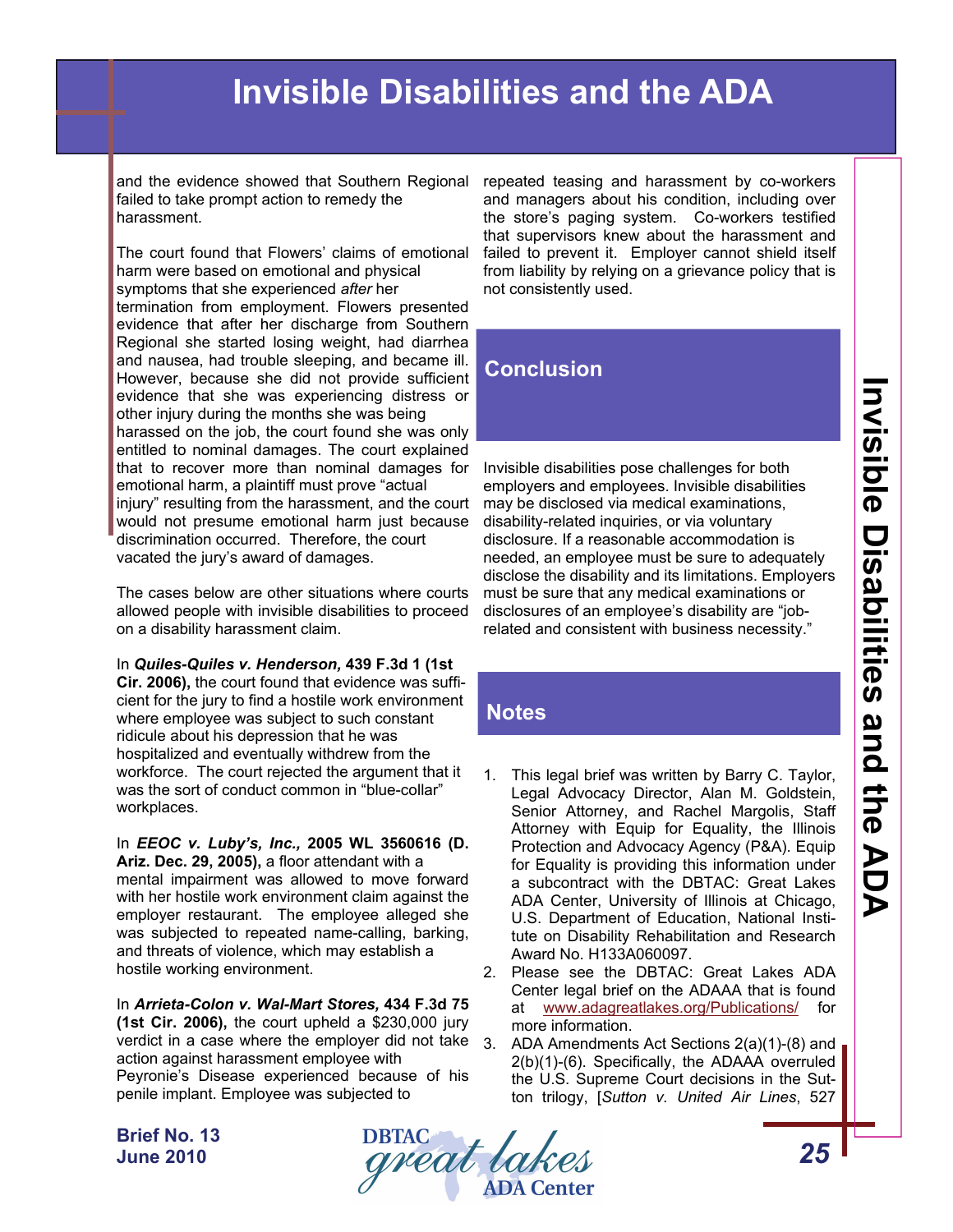and the evidence showed that Southern Regional failed to take prompt action to remedy the harassment.

The court found that Flowers' claims of emotional harm were based on emotional and physical symptoms that she experienced *after* her termination from employment. Flowers presented evidence that after her discharge from Southern Regional she started losing weight, had diarrhea and nausea, had trouble sleeping, and became ill. However, because she did not provide sufficient evidence that she was experiencing distress or other injury during the months she was being harassed on the job, the court found she was only entitled to nominal damages. The court explained that to recover more than nominal damages for emotional harm, a plaintiff must prove "actual injury" resulting from the harassment, and the court would not presume emotional harm just because discrimination occurred. Therefore, the court vacated the jury's award of damages.

The cases below are other situations where courts allowed people with invisible disabilities to proceed on a disability harassment claim.

In ***Quiles-Quiles v. Henderson,* 439 F.3d 1 (1st Cir. 2006),** the court found that evidence was sufficient for the jury to find a hostile work environment where employee was subject to such constant ridicule about his depression that he was hospitalized and eventually withdrew from the workforce. The court rejected the argument that it was the sort of conduct common in "blue-collar" workplaces.

In ***EEOC v. Luby's, Inc.,* 2005 WL 3560616 (D. Ariz. Dec. 29, 2005),** a floor attendant with a mental impairment was allowed to move forward with her hostile work environment claim against the employer restaurant. The employee alleged she was subjected to repeated name-calling, barking, and threats of violence, which may establish a hostile working environment.

In ***Arrieta-Colon v. Wal-Mart Stores,* 434 F.3d 75 (1st Cir. 2006),** the court upheld a $230,000 jury verdict in a case where the employer did not take action against harassment employee with Peyronie's Disease experienced because of his penile implant. Employee was subjected to repeated teasing and harassment by co-workers and managers about his condition, including over the store's paging system. Co-workers testified that supervisors knew about the harassment and failed to prevent it. Employer cannot shield itself from liability by relying on a grievance policy that is not consistently used.

## Conclusion

Invisible disabilities pose challenges for both employers and employees. Invisible disabilities may be disclosed via medical examinations, disability-related inquiries, or via voluntary disclosure. If a reasonable accommodation is needed, an employee must be sure to adequately disclose the disability and its limitations. Employers must be sure that any medical examinations or disclosures of an employee's disability are "job-related and consistent with business necessity."

## Notes

1. This legal brief was written by Barry C. Taylor, Legal Advocacy Director, Alan M. Goldstein, Senior Attorney, and Rachel Margolis, Staff Attorney with Equip for Equality, the Illinois Protection and Advocacy Agency (P&A). Equip for Equality is providing this information under a subcontract with the DBTAC: Great Lakes ADA Center, University of Illinois at Chicago, U.S. Department of Education, National Institute on Disability Rehabilitation and Research Award No. H133A060097.
2. Please see the DBTAC: Great Lakes ADA Center legal brief on the ADAAA that is found at www.adagreatlakes.org/Publications/ for more information.
3. ADA Amendments Act Sections 2(a)(1)-(8) and 2(b)(1)-(6). Specifically, the ADAAA overruled the U.S. Supreme Court decisions in the Sutton trilogy, [*Sutton v. United Air Lines*, 527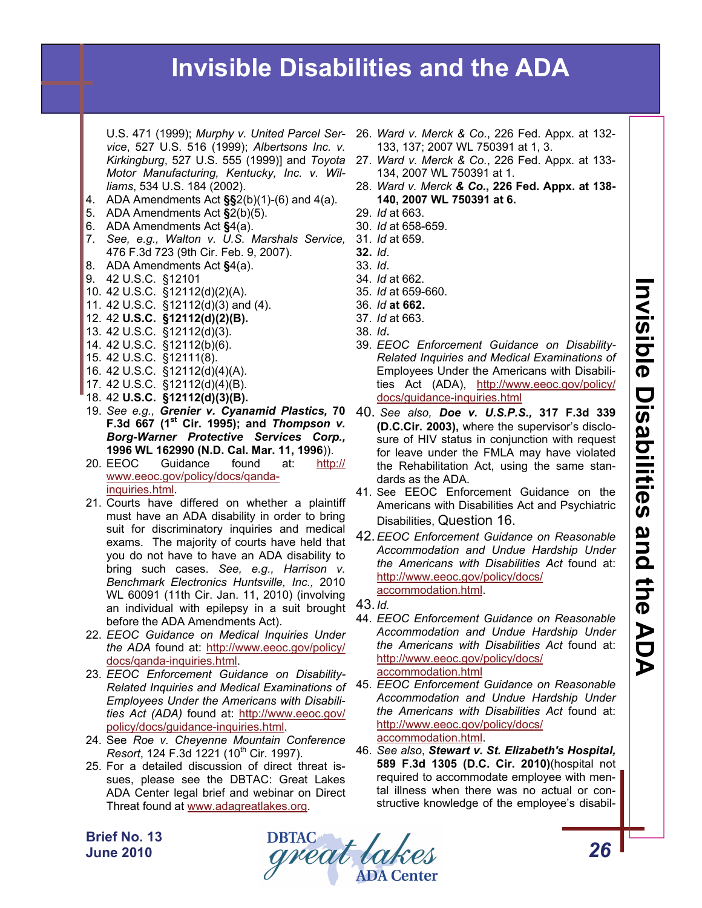U.S. 471 (1999); *Murphy v. United Parcel Service*, 527 U.S. 516 (1999); *Albertsons Inc. v. Kirkingburg*, 527 U.S. 555 (1999)] and *Toyota Motor Manufacturing, Kentucky, Inc. v. Williams*, 534 U.S. 184 (2002).

4. ADA Amendments Act **§§**2(b)(1)-(6) and 4(a).
5. ADA Amendments Act **§**2(b)(5).
6. ADA Amendments Act **§**4(a).
7. *See, e.g., Walton v. U.S. Marshals Service*, 476 F.3d 723 (9th Cir. Feb. 9, 2007).
8. ADA Amendments Act **§**4(a).
9. 42 U.S.C. §12101
10. 42 U.S.C. §12112(d)(2)(A).
11. 42 U.S.C. §12112(d)(3) and (4).
12. 42 **U.S.C. §12112(d)(2)(B).**
13. 42 U.S.C. §12112(d)(3).
14. 42 U.S.C. §12112(b)(6).
15. 42 U.S.C. §12111(8).
16. 42 U.S.C. §12112(d)(4)(A).
17. 42 U.S.C. §12112(d)(4)(B).
18. 42 **U.S.C. §12112(d)(3)(B).**
19. *See e.g.,* ***Grenier v. Cyanamid Plastics,*** **70 F.3d 667 (1st Cir. 1995); and** ***Thompson v. Borg-Warner Protective Services Corp.,*** **1996 WL 162990 (N.D. Cal. Mar. 11, 1996)**).
20. EEOC Guidance found at: http://www.eeoc.gov/policy/docs/qanda-inquiries.html.
21. Courts have differed on whether a plaintiff must have an ADA disability in order to bring suit for discriminatory inquiries and medical exams. The majority of courts have held that you do not have to have an ADA disability to bring such cases. *See, e.g., Harrison v. Benchmark Electronics Huntsville, Inc.,* 2010 WL 60091 (11th Cir. Jan. 11, 2010) (involving an individual with epilepsy in a suit brought before the ADA Amendments Act).
22. *EEOC Guidance on Medical Inquiries Under the ADA* found at: http://www.eeoc.gov/policy/docs/qanda-inquiries.html.
23. *EEOC Enforcement Guidance on Disability-Related Inquiries and Medical Examinations of Employees Under the Americans with Disabilities Act (ADA)* found at: http://www.eeoc.gov/policy/docs/guidance-inquiries.html.
24. See *Roe v. Cheyenne Mountain Conference Resort*, 124 F.3d 1221 (10th Cir. 1997).
25. For a detailed discussion of direct threat issues, please see the DBTAC: Great Lakes ADA Center legal brief and webinar on Direct Threat found at www.adagreatlakes.org.
26. *Ward v. Merck & Co.*, 226 Fed. Appx. at 132-133, 137; 2007 WL 750391 at 1, 3.
27. *Ward v. Merck & Co.*, 226 Fed. Appx. at 133-134, 2007 WL 750391 at 1.
28. *Ward v. Merck* ***& Co.*****, 226 Fed. Appx. at 138-140, 2007 WL 750391 at 6.**
29. *Id* at 663.
30. *Id* at 658-659.
31. *Id* at 659.
32. *Id*.
33. *Id*.
34. *Id* at 662.
35. *Id* at 659-660.
36. *Id* **at 662.**
37. *Id* at 663.
38. *Id***.**
39. *EEOC Enforcement Guidance on Disability-Related Inquiries and Medical Examinations of* Employees Under the Americans with Disabilities Act (ADA), http://www.eeoc.gov/policy/docs/guidance-inquiries.html
40. *See also,* ***Doe v. U.S.P.S.,*** **317 F.3d 339 (D.C.Cir. 2003),** where the supervisor's disclosure of HIV status in conjunction with request for leave under the FMLA may have violated the Rehabilitation Act, using the same standards as the ADA.
41. See EEOC Enforcement Guidance on the Americans with Disabilities Act and Psychiatric Disabilities, Question 16.
42. *EEOC Enforcement Guidance on Reasonable Accommodation and Undue Hardship Under the Americans with Disabilities Act* found at: http://www.eeoc.gov/policy/docs/accommodation.html.
43. *Id.*
44. *EEOC Enforcement Guidance on Reasonable Accommodation and Undue Hardship Under the Americans with Disabilities Act* found at: http://www.eeoc.gov/policy/docs/accommodation.html
45. *EEOC Enforcement Guidance on Reasonable Accommodation and Undue Hardship Under the Americans with Disabilities Act* found at: http://www.eeoc.gov/policy/docs/accommodation.html.
46. *See also*, ***Stewart v. St. Elizabeth's Hospital,*** **589 F.3d 1305 (D.C. Cir. 2010)**(hospital not required to accommodate employee with mental illness when there was no actual or constructive knowledge of the employee's disabil-